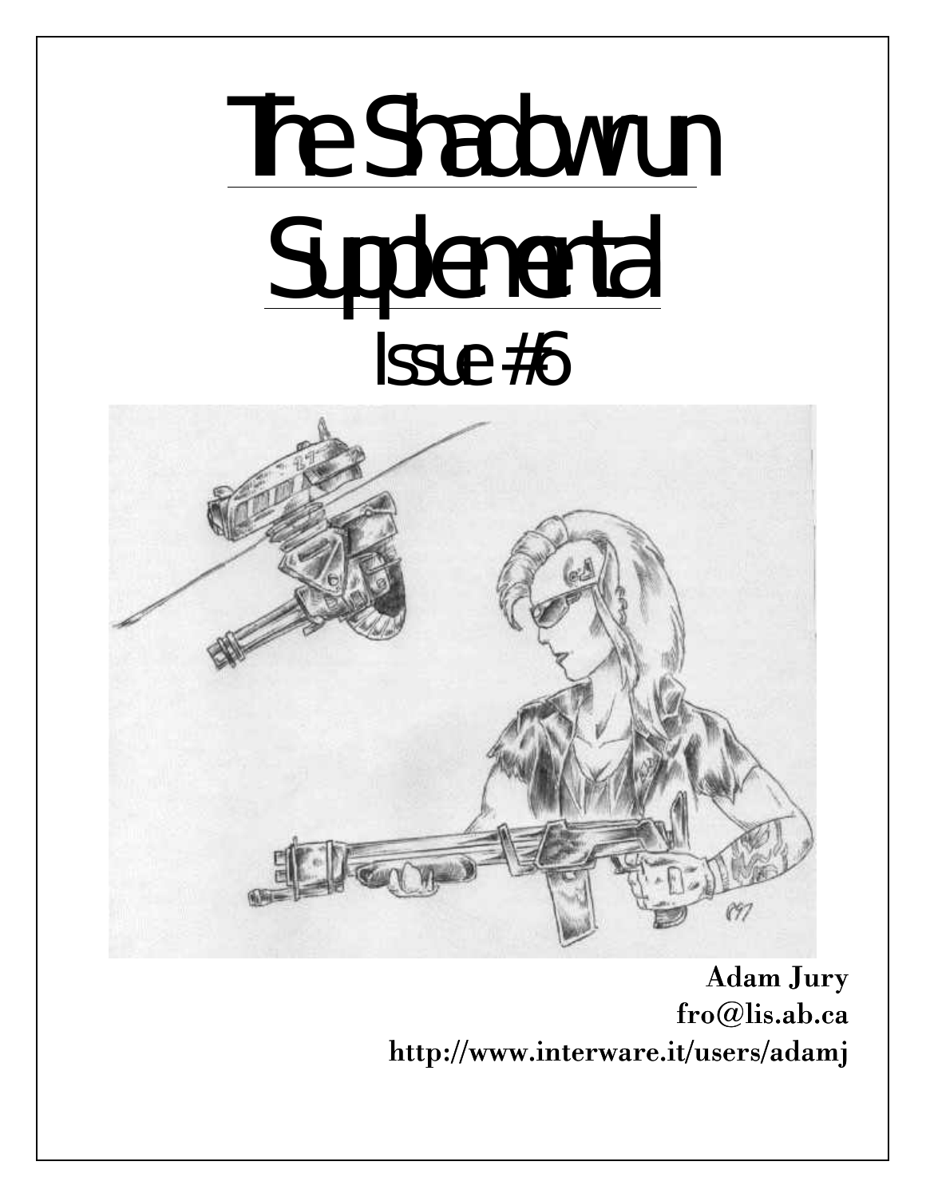# The Shadowrun Supplemental

## Issue #6

**Adam Jury**
**fro@lis.ab.ca**
**http://www.interware.it/users/adamj**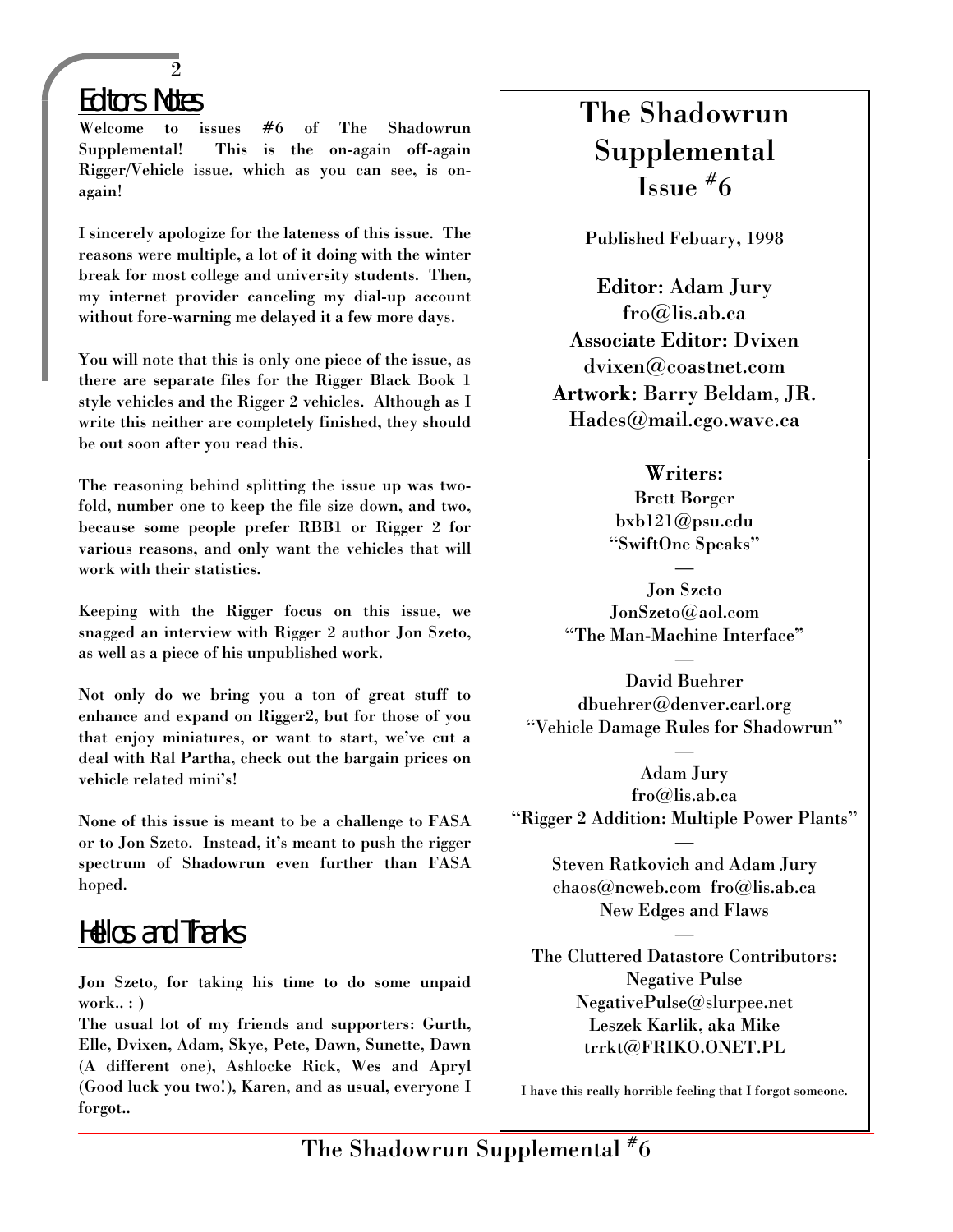## Editors Notes

Welcome to issues #6 of The Shadowrun Supplemental! This is the on-again off-again Rigger/Vehicle issue, which as you can see, is on-again!

I sincerely apologize for the lateness of this issue. The reasons were multiple, a lot of it doing with the winter break for most college and university students. Then, my internet provider canceling my dial-up account without fore-warning me delayed it a few more days.

You will note that this is only one piece of the issue, as there are separate files for the Rigger Black Book 1 style vehicles and the Rigger 2 vehicles. Although as I write this neither are completely finished, they should be out soon after you read this.

The reasoning behind splitting the issue up was two-fold, number one to keep the file size down, and two, because some people prefer RBB1 or Rigger 2 for various reasons, and only want the vehicles that will work with their statistics.

Keeping with the Rigger focus on this issue, we snagged an interview with Rigger 2 author Jon Szeto, as well as a piece of his unpublished work.

Not only do we bring you a ton of great stuff to enhance and expand on Rigger2, but for those of you that enjoy miniatures, or want to start, we've cut a deal with Ral Partha, check out the bargain prices on vehicle related mini's!

None of this issue is meant to be a challenge to FASA or to Jon Szeto. Instead, it's meant to push the rigger spectrum of Shadowrun even further than FASA hoped.

## Hellos and Thanks

Jon Szeto, for taking his time to do some unpaid work.. : )
The usual lot of my friends and supporters: Gurth, Elle, Dvixen, Adam, Skye, Pete, Dawn, Sunette, Dawn (A different one), Ashlocke Rick, Wes and Apryl (Good luck you two!), Karen, and as usual, everyone I forgot..

# The Shadowrun Supplemental Issue #6

Published Febuary, 1998

**Editor:** Adam Jury
fro@lis.ab.ca
**Associate Editor:** Dvixen
dvixen@coastnet.com
**Artwork:** Barry Beldam, JR.
Hades@mail.cgo.wave.ca

**Writers:**

Brett Borger
bxb121@psu.edu
"SwiftOne Speaks"

—

Jon Szeto
JonSzeto@aol.com
"The Man-Machine Interface"

—

David Buehrer
dbuehrer@denver.carl.org
"Vehicle Damage Rules for Shadowrun"

—

Adam Jury
fro@lis.ab.ca
"Rigger 2 Addition: Multiple Power Plants"

—

Steven Ratkovich and Adam Jury
chaos@ncweb.com fro@lis.ab.ca
New Edges and Flaws

—

The Cluttered Datastore Contributors:
Negative Pulse
NegativePulse@slurpee.net
Leszek Karlik, aka Mike
trrkt@FRIKO.ONET.PL

I have this really horrible feeling that I forgot someone.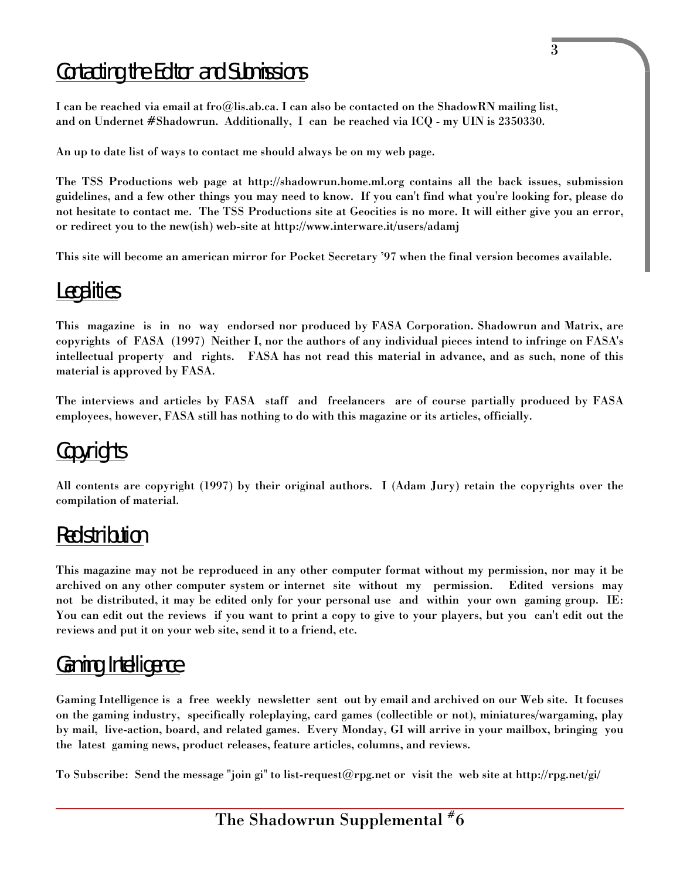## Contacting the Editor and Submissions

I can be reached via email at fro@lis.ab.ca. I can also be contacted on the ShadowRN mailing list, and on Undernet #Shadowrun. Additionally, I can be reached via ICQ - my UIN is 2350330.

An up to date list of ways to contact me should always be on my web page.

The TSS Productions web page at http://shadowrun.home.ml.org contains all the back issues, submission guidelines, and a few other things you may need to know. If you can't find what you're looking for, please do not hesitate to contact me. The TSS Productions site at Geocities is no more. It will either give you an error, or redirect you to the new(ish) web-site at http://www.interware.it/users/adamj

This site will become an american mirror for Pocket Secretary '97 when the final version becomes available.

## Legalities

This magazine is in no way endorsed nor produced by FASA Corporation. Shadowrun and Matrix, are copyrights of FASA (1997) Neither I, nor the authors of any individual pieces intend to infringe on FASA's intellectual property and rights. FASA has not read this material in advance, and as such, none of this material is approved by FASA.

The interviews and articles by FASA staff and freelancers are of course partially produced by FASA employees, however, FASA still has nothing to do with this magazine or its articles, officially.

## Copyrights

All contents are copyright (1997) by their original authors. I (Adam Jury) retain the copyrights over the compilation of material.

## Redistribution

This magazine may not be reproduced in any other computer format without my permission, nor may it be archived on any other computer system or internet site without my permission. Edited versions may not be distributed, it may be edited only for your personal use and within your own gaming group. IE: You can edit out the reviews if you want to print a copy to give to your players, but you can't edit out the reviews and put it on your web site, send it to a friend, etc.

## Gaming Intelligence

Gaming Intelligence is a free weekly newsletter sent out by email and archived on our Web site. It focuses on the gaming industry, specifically roleplaying, card games (collectible or not), miniatures/wargaming, play by mail, live-action, board, and related games. Every Monday, GI will arrive in your mailbox, bringing you the latest gaming news, product releases, feature articles, columns, and reviews.

To Subscribe: Send the message "join gi" to list-request@rpg.net or visit the web site at http://rpg.net/gi/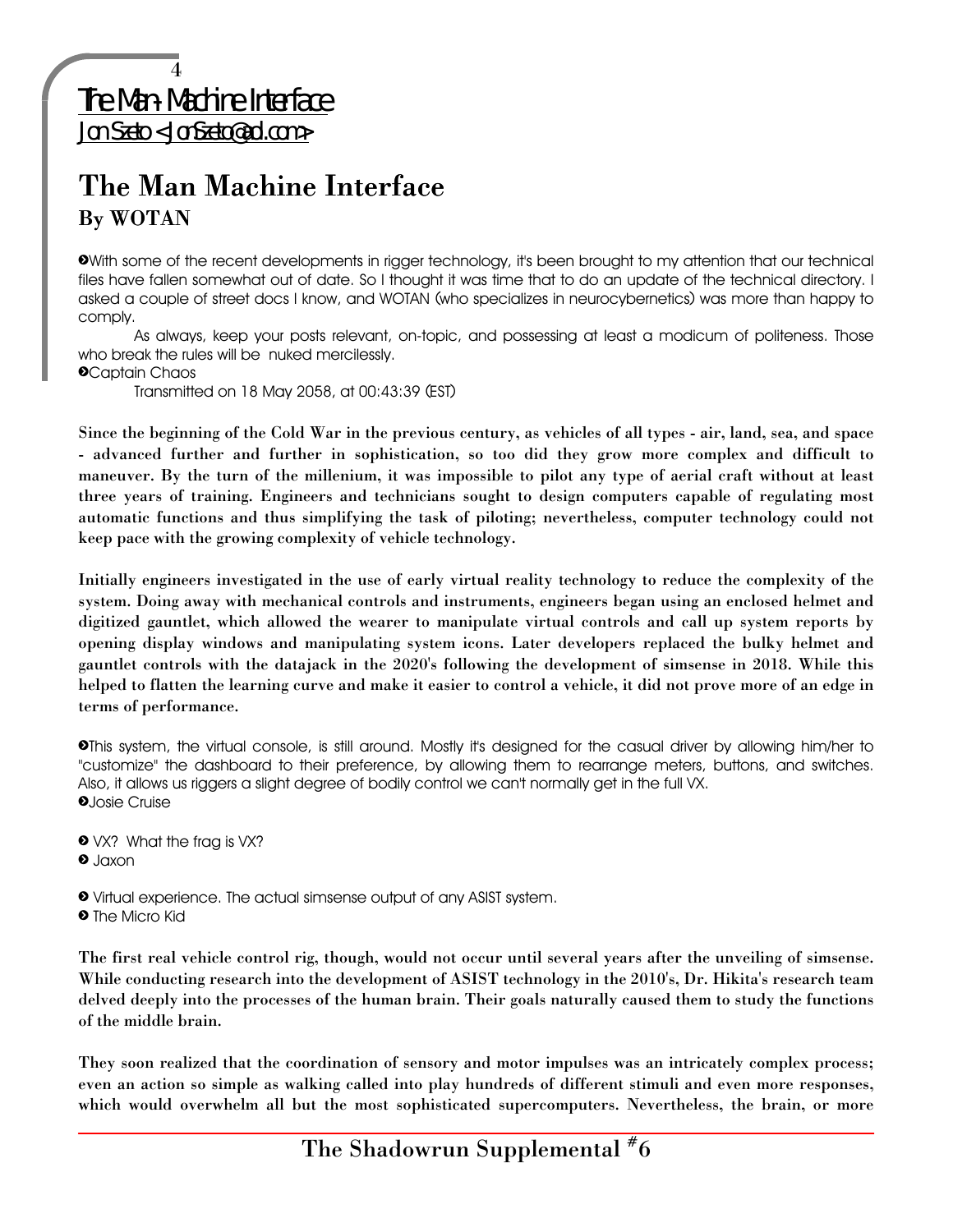# The Man-Machine Interface

Jon Szeto <JonSzeto@aol.com>

## The Man Machine Interface

### By WOTAN

>With some of the recent developments in rigger technology, it's been brought to my attention that our technical files have fallen somewhat out of date. So I thought it was time that to do an update of the technical directory. I asked a couple of street docs I know, and WOTAN (who specializes in neurocybernetics) was more than happy to comply.
>
>As always, keep your posts relevant, on-topic, and possessing at least a modicum of politeness. Those who break the rules will be nuked mercilessly.
>
>Captain Chaos
>
>Transmitted on 18 May 2058, at 00:43:39 (EST)

**Since the beginning of the Cold War in the previous century, as vehicles of all types - air, land, sea, and space - advanced further and further in sophistication, so too did they grow more complex and difficult to maneuver. By the turn of the millenium, it was impossible to pilot any type of aerial craft without at least three years of training. Engineers and technicians sought to design computers capable of regulating most automatic functions and thus simplifying the task of piloting; nevertheless, computer technology could not keep pace with the growing complexity of vehicle technology.**

**Initially engineers investigated in the use of early virtual reality technology to reduce the complexity of the system. Doing away with mechanical controls and instruments, engineers began using an enclosed helmet and digitized gauntlet, which allowed the wearer to manipulate virtual controls and call up system reports by opening display windows and manipulating system icons. Later developers replaced the bulky helmet and gauntlet controls with the datajack in the 2020's following the development of simsense in 2018. While this helped to flatten the learning curve and make it easier to control a vehicle, it did not prove more of an edge in terms of performance.**

>This system, the virtual console, is still around. Mostly it's designed for the casual driver by allowing him/her to "customize" the dashboard to their preference, by allowing them to rearrange meters, buttons, and switches. Also, it allows us riggers a slight degree of bodily control we can't normally get in the full VX.
>
>Josie Cruise

>VX? What the frag is VX?
>
>Jaxon

>Virtual experience. The actual simsense output of any ASIST system.
>
>The Micro Kid

**The first real vehicle control rig, though, would not occur until several years after the unveiling of simsense. While conducting research into the development of ASIST technology in the 2010's, Dr. Hikita's research team delved deeply into the processes of the human brain. Their goals naturally caused them to study the functions of the middle brain.**

**They soon realized that the coordination of sensory and motor impulses was an intricately complex process; even an action so simple as walking called into play hundreds of different stimuli and even more responses, which would overwhelm all but the most sophisticated supercomputers. Nevertheless, the brain, or more**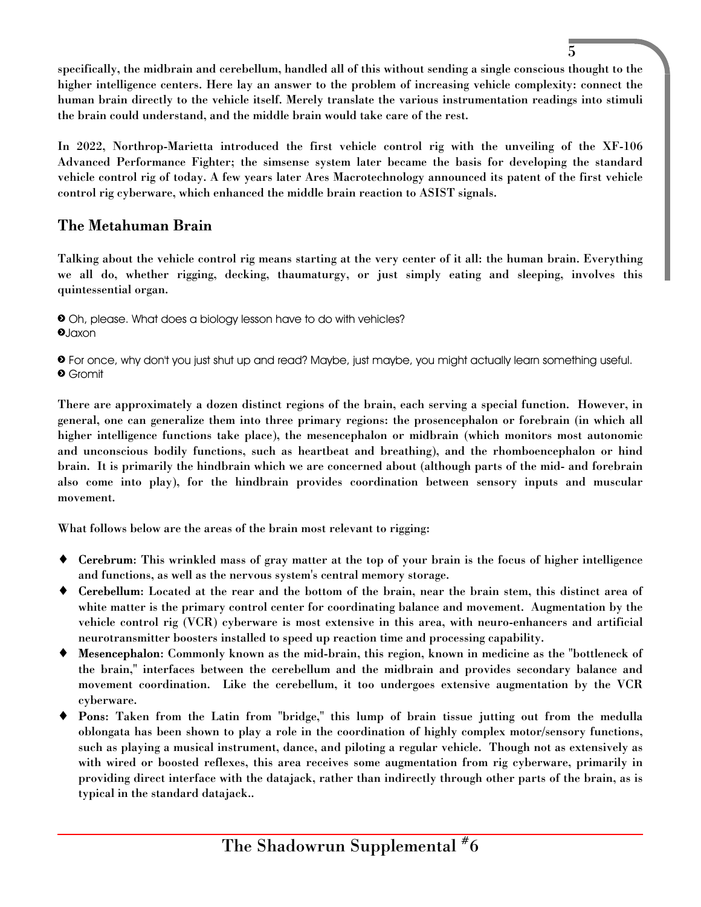specifically, the midbrain and cerebellum, handled all of this without sending a single conscious thought to the higher intelligence centers. Here lay an answer to the problem of increasing vehicle complexity: connect the human brain directly to the vehicle itself. Merely translate the various instrumentation readings into stimuli the brain could understand, and the middle brain would take care of the rest.

In 2022, Northrop-Marietta introduced the first vehicle control rig with the unveiling of the XF-106 Advanced Performance Fighter; the simsense system later became the basis for developing the standard vehicle control rig of today. A few years later Ares Macrotechnology announced its patent of the first vehicle control rig cyberware, which enhanced the middle brain reaction to ASIST signals.

## The Metahuman Brain

Talking about the vehicle control rig means starting at the very center of it all: the human brain. Everything we all do, whether rigging, decking, thaumaturgy, or just simply eating and sleeping, involves this quintessential organ.

> Oh, please. What does a biology lesson have to do with vehicles?
> Jaxon

> For once, why don't you just shut up and read? Maybe, just maybe, you might actually learn something useful.
> Gromit

There are approximately a dozen distinct regions of the brain, each serving a special function. However, in general, one can generalize them into three primary regions: the prosencephalon or forebrain (in which all higher intelligence functions take place), the mesencephalon or midbrain (which monitors most autonomic and unconscious bodily functions, such as heartbeat and breathing), and the rhomboencephalon or hind brain. It is primarily the hindbrain which we are concerned about (although parts of the mid- and forebrain also come into play), for the hindbrain provides coordination between sensory inputs and muscular movement.

What follows below are the areas of the brain most relevant to rigging:

- **Cerebrum**: This wrinkled mass of gray matter at the top of your brain is the focus of higher intelligence and functions, as well as the nervous system's central memory storage.
- **Cerebellum**: Located at the rear and the bottom of the brain, near the brain stem, this distinct area of white matter is the primary control center for coordinating balance and movement. Augmentation by the vehicle control rig (VCR) cyberware is most extensive in this area, with neuro-enhancers and artificial neurotransmitter boosters installed to speed up reaction time and processing capability.
- **Mesencephalon**: Commonly known as the mid-brain, this region, known in medicine as the "bottleneck of the brain," interfaces between the cerebellum and the midbrain and provides secondary balance and movement coordination. Like the cerebellum, it too undergoes extensive augmentation by the VCR cyberware.
- **Pons**: Taken from the Latin from "bridge," this lump of brain tissue jutting out from the medulla oblongata has been shown to play a role in the coordination of highly complex motor/sensory functions, such as playing a musical instrument, dance, and piloting a regular vehicle. Though not as extensively as with wired or boosted reflexes, this area receives some augmentation from rig cyberware, primarily in providing direct interface with the datajack, rather than indirectly through other parts of the brain, as is typical in the standard datajack..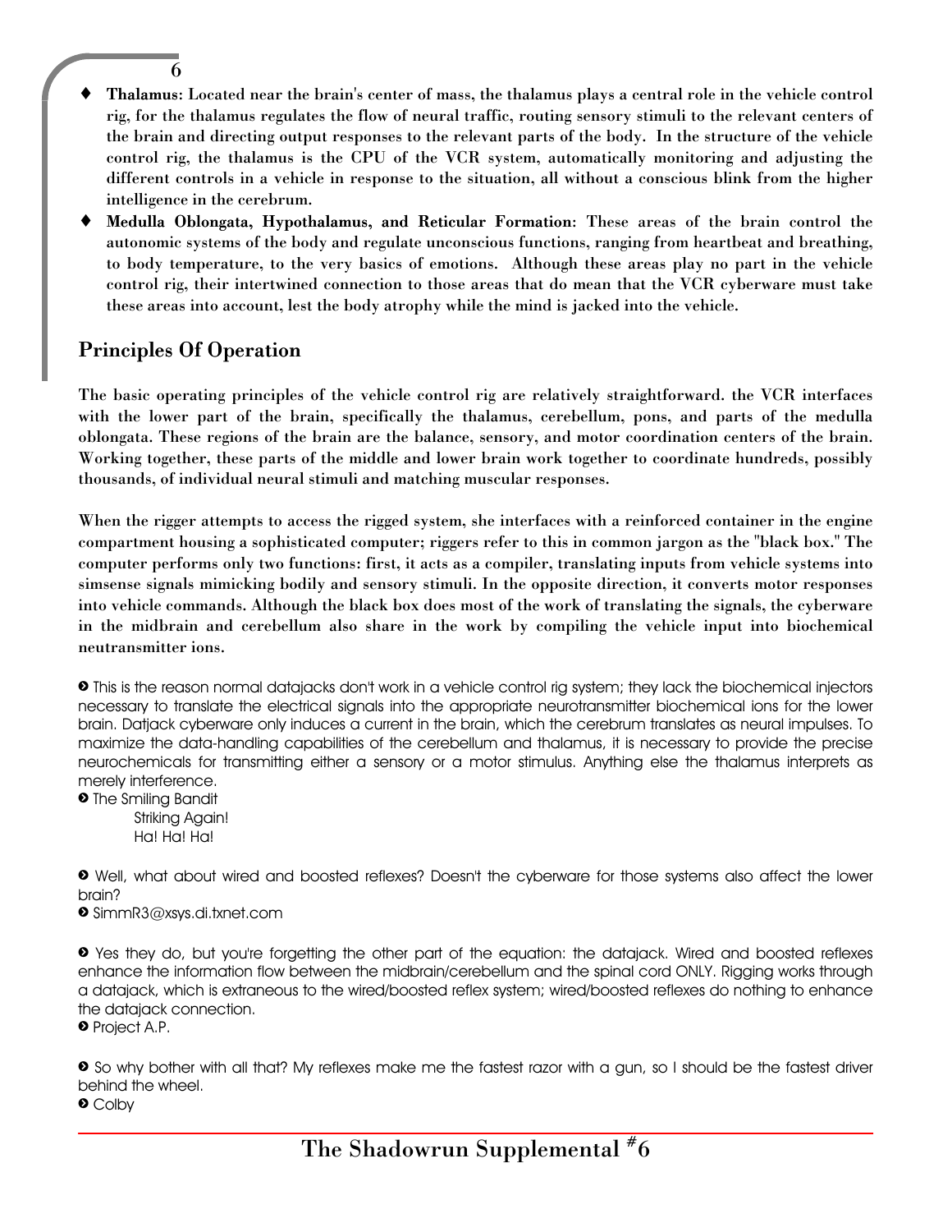- **Thalamus: Located near the brain's center of mass, the thalamus plays a central role in the vehicle control rig, for the thalamus regulates the flow of neural traffic, routing sensory stimuli to the relevant centers of the brain and directing output responses to the relevant parts of the body. In the structure of the vehicle control rig, the thalamus is the CPU of the VCR system, automatically monitoring and adjusting the different controls in a vehicle in response to the situation, all without a conscious blink from the higher intelligence in the cerebrum.**
- **Medulla Oblongata, Hypothalamus, and Reticular Formation: These areas of the brain control the autonomic systems of the body and regulate unconscious functions, ranging from heartbeat and breathing, to body temperature, to the very basics of emotions. Although these areas play no part in the vehicle control rig, their intertwined connection to those areas that do mean that the VCR cyberware must take these areas into account, lest the body atrophy while the mind is jacked into the vehicle.**

## Principles Of Operation

**The basic operating principles of the vehicle control rig are relatively straightforward. the VCR interfaces with the lower part of the brain, specifically the thalamus, cerebellum, pons, and parts of the medulla oblongata. These regions of the brain are the balance, sensory, and motor coordination centers of the brain. Working together, these parts of the middle and lower brain work together to coordinate hundreds, possibly thousands, of individual neural stimuli and matching muscular responses.**

**When the rigger attempts to access the rigged system, she interfaces with a reinforced container in the engine compartment housing a sophisticated computer; riggers refer to this in common jargon as the "black box." The computer performs only two functions: first, it acts as a compiler, translating inputs from vehicle systems into simsense signals mimicking bodily and sensory stimuli. In the opposite direction, it converts motor responses into vehicle commands. Although the black box does most of the work of translating the signals, the cyberware in the midbrain and cerebellum also share in the work by compiling the vehicle input into biochemical neutransmitter ions.**

> This is the reason normal datajacks don't work in a vehicle control rig system; they lack the biochemical injectors necessary to translate the electrical signals into the appropriate neurotransmitter biochemical ions for the lower brain. Datjack cyberware only induces a current in the brain, which the cerebrum translates as neural impulses. To maximize the data-handling capabilities of the cerebellum and thalamus, it is necessary to provide the precise neurochemicals for transmitting either a sensory or a motor stimulus. Anything else the thalamus interprets as merely interference.
> The Smiling Bandit
> Striking Again!
> Ha! Ha! Ha!

> Well, what about wired and boosted reflexes? Doesn't the cyberware for those systems also affect the lower brain?
> SimmR3@xsys.di.txnet.com

> Yes they do, but you're forgetting the other part of the equation: the datajack. Wired and boosted reflexes enhance the information flow between the midbrain/cerebellum and the spinal cord ONLY. Rigging works through a datajack, which is extraneous to the wired/boosted reflex system; wired/boosted reflexes do nothing to enhance the datajack connection.
> Project A.P.

> So why bother with all that? My reflexes make me the fastest razor with a gun, so I should be the fastest driver behind the wheel.
> Colby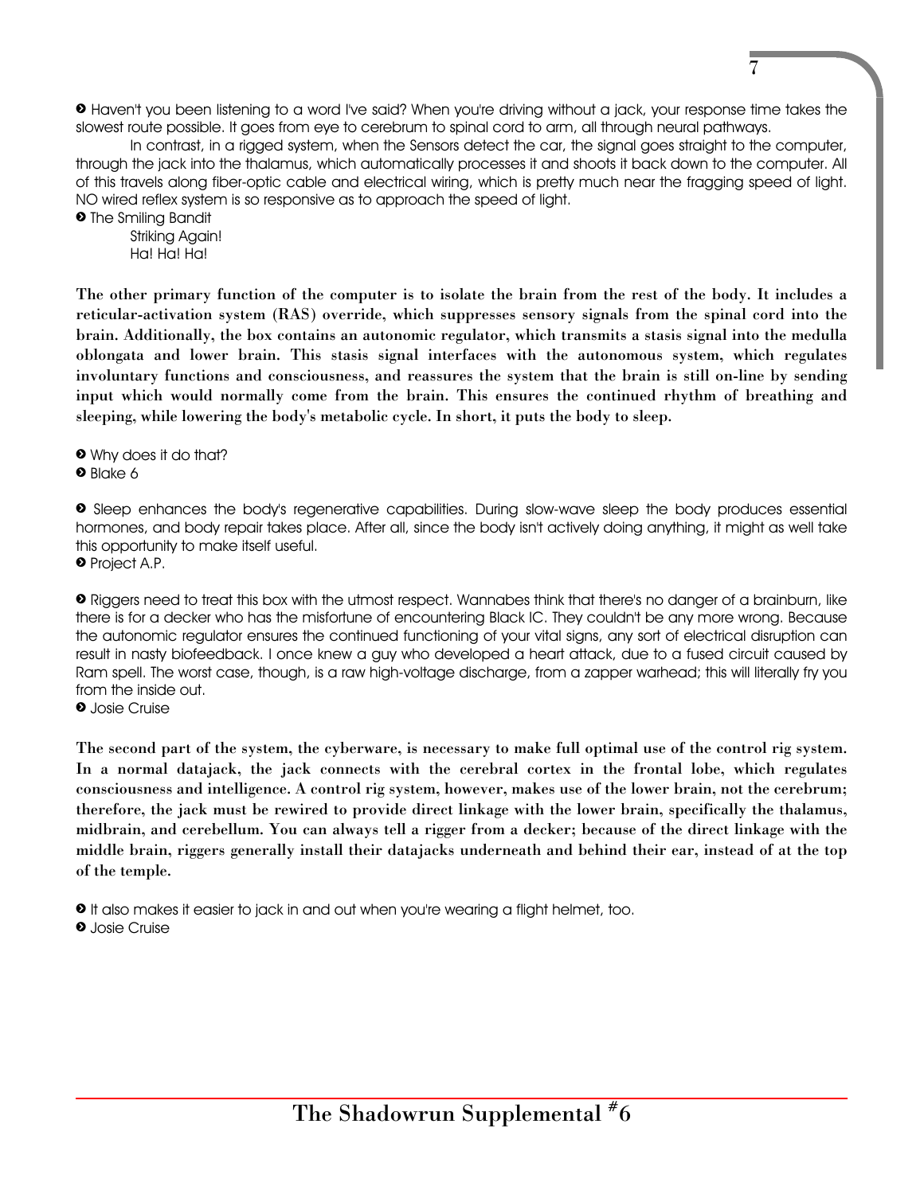➋ Haven't you been listening to a word I've said? When you're driving without a jack, your response time takes the slowest route possible. It goes from eye to cerebrum to spinal cord to arm, all through neural pathways.

In contrast, in a rigged system, when the Sensors detect the car, the signal goes straight to the computer, through the jack into the thalamus, which automatically processes it and shoots it back down to the computer. All of this travels along fiber-optic cable and electrical wiring, which is pretty much near the fragging speed of light. NO wired reflex system is so responsive as to approach the speed of light.

➋ The Smiling Bandit
Striking Again!
Ha! Ha! Ha!

**The other primary function of the computer is to isolate the brain from the rest of the body. It includes a reticular-activation system (RAS) override, which suppresses sensory signals from the spinal cord into the brain. Additionally, the box contains an autonomic regulator, which transmits a stasis signal into the medulla oblongata and lower brain. This stasis signal interfaces with the autonomous system, which regulates involuntary functions and consciousness, and reassures the system that the brain is still on-line by sending input which would normally come from the brain. This ensures the continued rhythm of breathing and sleeping, while lowering the body's metabolic cycle. In short, it puts the body to sleep.**

➋ Why does it do that?
➋ Blake 6

➋ Sleep enhances the body's regenerative capabilities. During slow-wave sleep the body produces essential hormones, and body repair takes place. After all, since the body isn't actively doing anything, it might as well take this opportunity to make itself useful.
➋ Project A.P.

➋ Riggers need to treat this box with the utmost respect. Wannabes think that there's no danger of a brainburn, like there is for a decker who has the misfortune of encountering Black IC. They couldn't be any more wrong. Because the autonomic regulator ensures the continued functioning of your vital signs, any sort of electrical disruption can result in nasty biofeedback. I once knew a guy who developed a heart attack, due to a fused circuit caused by Ram spell. The worst case, though, is a raw high-voltage discharge, from a zapper warhead; this will literally fry you from the inside out.
➋ Josie Cruise

**The second part of the system, the cyberware, is necessary to make full optimal use of the control rig system. In a normal datajack, the jack connects with the cerebral cortex in the frontal lobe, which regulates consciousness and intelligence. A control rig system, however, makes use of the lower brain, not the cerebrum; therefore, the jack must be rewired to provide direct linkage with the lower brain, specifically the thalamus, midbrain, and cerebellum. You can always tell a rigger from a decker; because of the direct linkage with the middle brain, riggers generally install their datajacks underneath and behind their ear, instead of at the top of the temple.**

➋ It also makes it easier to jack in and out when you're wearing a flight helmet, too.
➋ Josie Cruise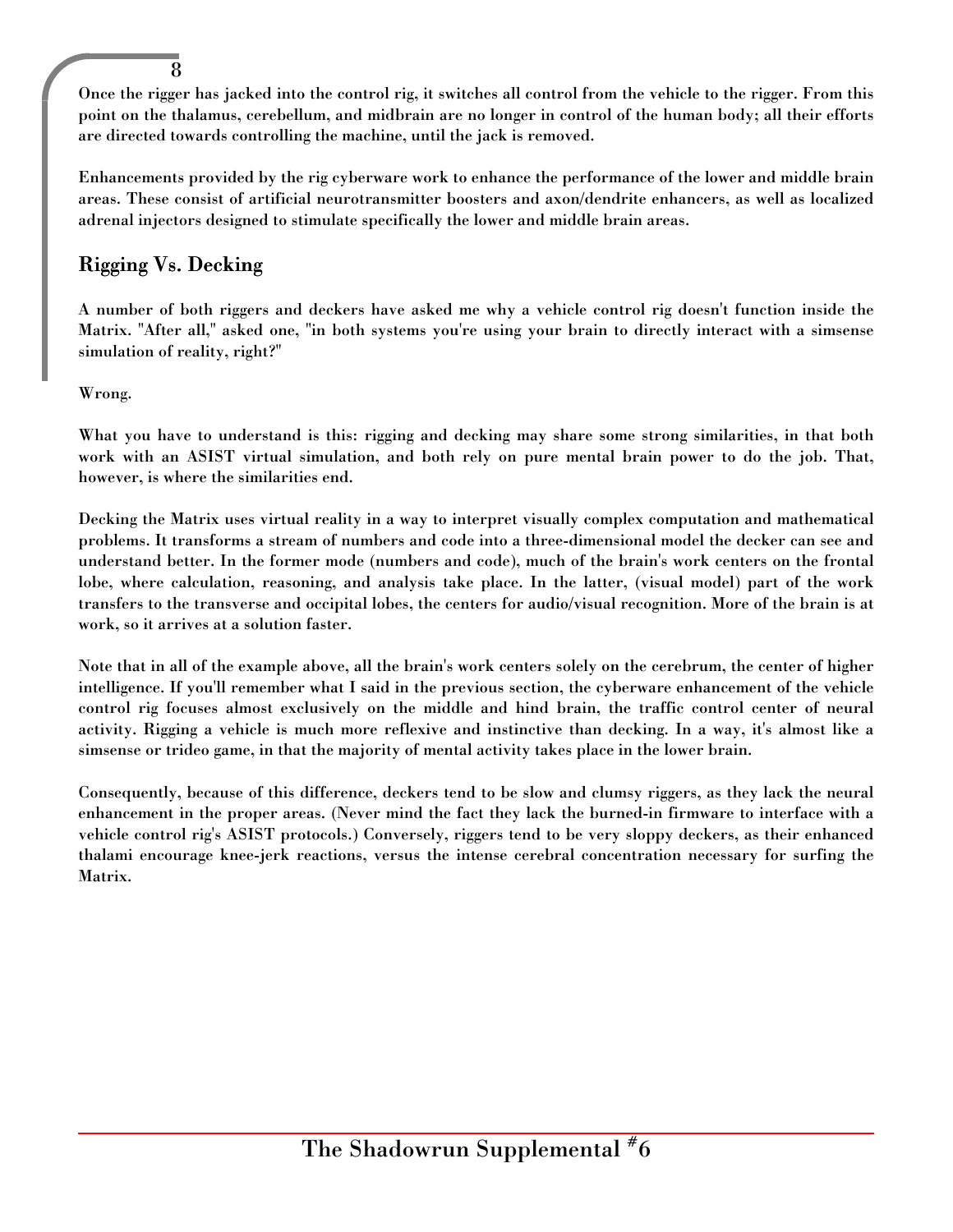Once the rigger has jacked into the control rig, it switches all control from the vehicle to the rigger. From this point on the thalamus, cerebellum, and midbrain are no longer in control of the human body; all their efforts are directed towards controlling the machine, until the jack is removed.

Enhancements provided by the rig cyberware work to enhance the performance of the lower and middle brain areas. These consist of artificial neurotransmitter boosters and axon/dendrite enhancers, as well as localized adrenal injectors designed to stimulate specifically the lower and middle brain areas.

## Rigging Vs. Decking

A number of both riggers and deckers have asked me why a vehicle control rig doesn't function inside the Matrix. "After all," asked one, "in both systems you're using your brain to directly interact with a simsense simulation of reality, right?"

Wrong.

What you have to understand is this: rigging and decking may share some strong similarities, in that both work with an ASIST virtual simulation, and both rely on pure mental brain power to do the job. That, however, is where the similarities end.

Decking the Matrix uses virtual reality in a way to interpret visually complex computation and mathematical problems. It transforms a stream of numbers and code into a three-dimensional model the decker can see and understand better. In the former mode (numbers and code), much of the brain's work centers on the frontal lobe, where calculation, reasoning, and analysis take place. In the latter, (visual model) part of the work transfers to the transverse and occipital lobes, the centers for audio/visual recognition. More of the brain is at work, so it arrives at a solution faster.

Note that in all of the example above, all the brain's work centers solely on the cerebrum, the center of higher intelligence. If you'll remember what I said in the previous section, the cyberware enhancement of the vehicle control rig focuses almost exclusively on the middle and hind brain, the traffic control center of neural activity. Rigging a vehicle is much more reflexive and instinctive than decking. In a way, it's almost like a simsense or trideo game, in that the majority of mental activity takes place in the lower brain.

Consequently, because of this difference, deckers tend to be slow and clumsy riggers, as they lack the neural enhancement in the proper areas. (Never mind the fact they lack the burned-in firmware to interface with a vehicle control rig's ASIST protocols.) Conversely, riggers tend to be very sloppy deckers, as their enhanced thalami encourage knee-jerk reactions, versus the intense cerebral concentration necessary for surfing the Matrix.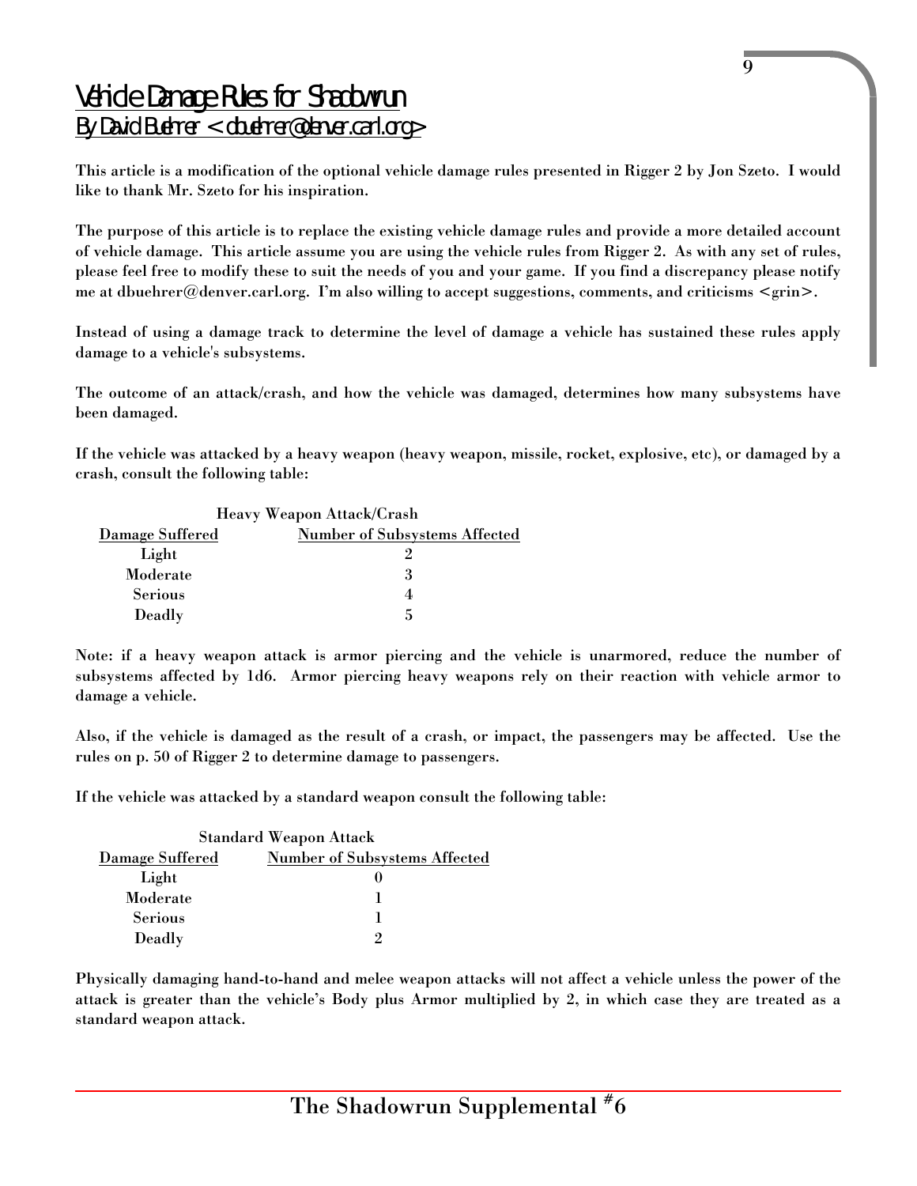# Vehicle Damage Rules for Shadowrun

By David Buehrer <dbuehrer@denver.carl.org>

This article is a modification of the optional vehicle damage rules presented in Rigger 2 by Jon Szeto. I would like to thank Mr. Szeto for his inspiration.

The purpose of this article is to replace the existing vehicle damage rules and provide a more detailed account of vehicle damage. This article assume you are using the vehicle rules from Rigger 2. As with any set of rules, please feel free to modify these to suit the needs of you and your game. If you find a discrepancy please notify me at dbuehrer@denver.carl.org. I'm also willing to accept suggestions, comments, and criticisms <grin>.

Instead of using a damage track to determine the level of damage a vehicle has sustained these rules apply damage to a vehicle's subsystems.

The outcome of an attack/crash, and how the vehicle was damaged, determines how many subsystems have been damaged.

If the vehicle was attacked by a heavy weapon (heavy weapon, missile, rocket, explosive, etc), or damaged by a crash, consult the following table:

Heavy Weapon Attack/Crash

| Damage Suffered | Number of Subsystems Affected |
|---|---|
| Light | 2 |
| Moderate | 3 |
| Serious | 4 |
| Deadly | 5 |

Note: if a heavy weapon attack is armor piercing and the vehicle is unarmored, reduce the number of subsystems affected by 1d6. Armor piercing heavy weapons rely on their reaction with vehicle armor to damage a vehicle.

Also, if the vehicle is damaged as the result of a crash, or impact, the passengers may be affected. Use the rules on p. 50 of Rigger 2 to determine damage to passengers.

If the vehicle was attacked by a standard weapon consult the following table:

Standard Weapon Attack

| Damage Suffered | Number of Subsystems Affected |
|---|---|
| Light | 0 |
| Moderate | 1 |
| Serious | 1 |
| Deadly | 2 |

Physically damaging hand-to-hand and melee weapon attacks will not affect a vehicle unless the power of the attack is greater than the vehicle's Body plus Armor multiplied by 2, in which case they are treated as a standard weapon attack.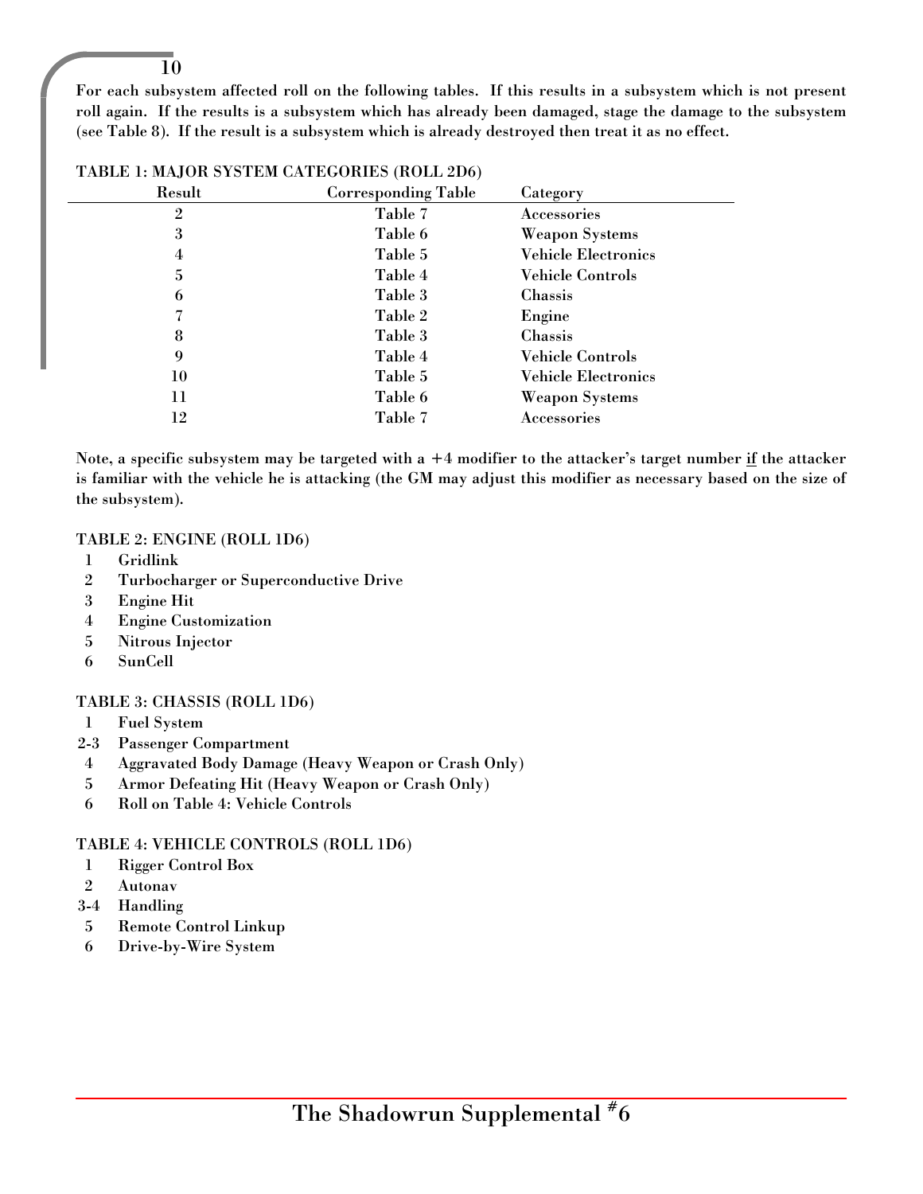For each subsystem affected roll on the following tables. If this results in a subsystem which is not present roll again. If the results is a subsystem which has already been damaged, stage the damage to the subsystem (see Table 8). If the result is a subsystem which is already destroyed then treat it as no effect.

**TABLE 1: MAJOR SYSTEM CATEGORIES (ROLL 2D6)**

| Result | Corresponding Table | Category |
|---|---|---|
| 2 | Table 7 | Accessories |
| 3 | Table 6 | Weapon Systems |
| 4 | Table 5 | Vehicle Electronics |
| 5 | Table 4 | Vehicle Controls |
| 6 | Table 3 | Chassis |
| 7 | Table 2 | Engine |
| 8 | Table 3 | Chassis |
| 9 | Table 4 | Vehicle Controls |
| 10 | Table 5 | Vehicle Electronics |
| 11 | Table 6 | Weapon Systems |
| 12 | Table 7 | Accessories |

Note, a specific subsystem may be targeted with a +4 modifier to the attacker's target number if the attacker is familiar with the vehicle he is attacking (the GM may adjust this modifier as necessary based on the size of the subsystem).

**TABLE 2: ENGINE (ROLL 1D6)**

| | |
|---|---|
| 1 | Gridlink |
| 2 | Turbocharger or Superconductive Drive |
| 3 | Engine Hit |
| 4 | Engine Customization |
| 5 | Nitrous Injector |
| 6 | SunCell |

**TABLE 3: CHASSIS (ROLL 1D6)**

| | |
|---|---|
| 1 | Fuel System |
| 2-3 | Passenger Compartment |
| 4 | Aggravated Body Damage (Heavy Weapon or Crash Only) |
| 5 | Armor Defeating Hit (Heavy Weapon or Crash Only) |
| 6 | Roll on Table 4: Vehicle Controls |

**TABLE 4: VEHICLE CONTROLS (ROLL 1D6)**

| | |
|---|---|
| 1 | Rigger Control Box |
| 2 | Autonav |
| 3-4 | Handling |
| 5 | Remote Control Linkup |
| 6 | Drive-by-Wire System |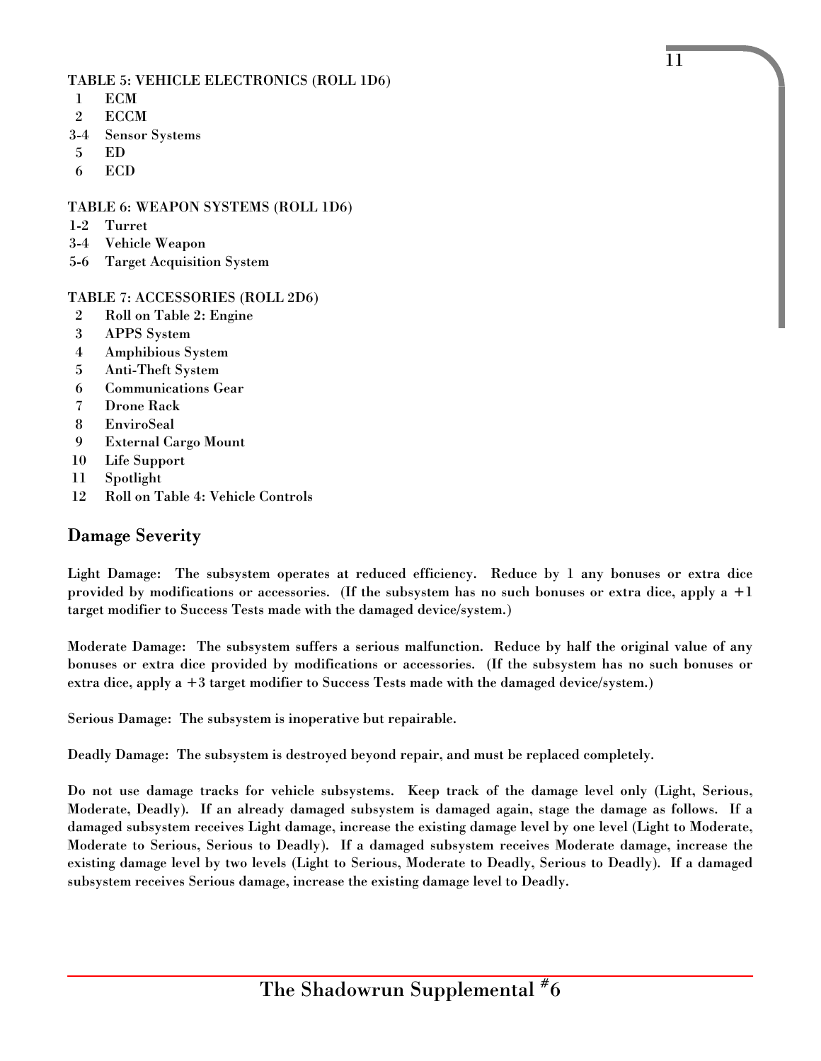TABLE 5: VEHICLE ELECTRONICS (ROLL 1D6)

| Roll | Result |
| --- | --- |
| 1 | ECM |
| 2 | ECCM |
| 3-4 | Sensor Systems |
| 5 | ED |
| 6 | ECD |

TABLE 6: WEAPON SYSTEMS (ROLL 1D6)

| Roll | Result |
| --- | --- |
| 1-2 | Turret |
| 3-4 | Vehicle Weapon |
| 5-6 | Target Acquisition System |

TABLE 7: ACCESSORIES (ROLL 2D6)

| Roll | Result |
| --- | --- |
| 2 | Roll on Table 2: Engine |
| 3 | APPS System |
| 4 | Amphibious System |
| 5 | Anti-Theft System |
| 6 | Communications Gear |
| 7 | Drone Rack |
| 8 | EnviroSeal |
| 9 | External Cargo Mount |
| 10 | Life Support |
| 11 | Spotlight |
| 12 | Roll on Table 4: Vehicle Controls |

## Damage Severity

Light Damage: The subsystem operates at reduced efficiency. Reduce by 1 any bonuses or extra dice provided by modifications or accessories. (If the subsystem has no such bonuses or extra dice, apply a +1 target modifier to Success Tests made with the damaged device/system.)

Moderate Damage: The subsystem suffers a serious malfunction. Reduce by half the original value of any bonuses or extra dice provided by modifications or accessories. (If the subsystem has no such bonuses or extra dice, apply a +3 target modifier to Success Tests made with the damaged device/system.)

Serious Damage: The subsystem is inoperative but repairable.

Deadly Damage: The subsystem is destroyed beyond repair, and must be replaced completely.

Do not use damage tracks for vehicle subsystems. Keep track of the damage level only (Light, Serious, Moderate, Deadly). If an already damaged subsystem is damaged again, stage the damage as follows. If a damaged subsystem receives Light damage, increase the existing damage level by one level (Light to Moderate, Moderate to Serious, Serious to Deadly). If a damaged subsystem receives Moderate damage, increase the existing damage level by two levels (Light to Serious, Moderate to Deadly, Serious to Deadly). If a damaged subsystem receives Serious damage, increase the existing damage level to Deadly.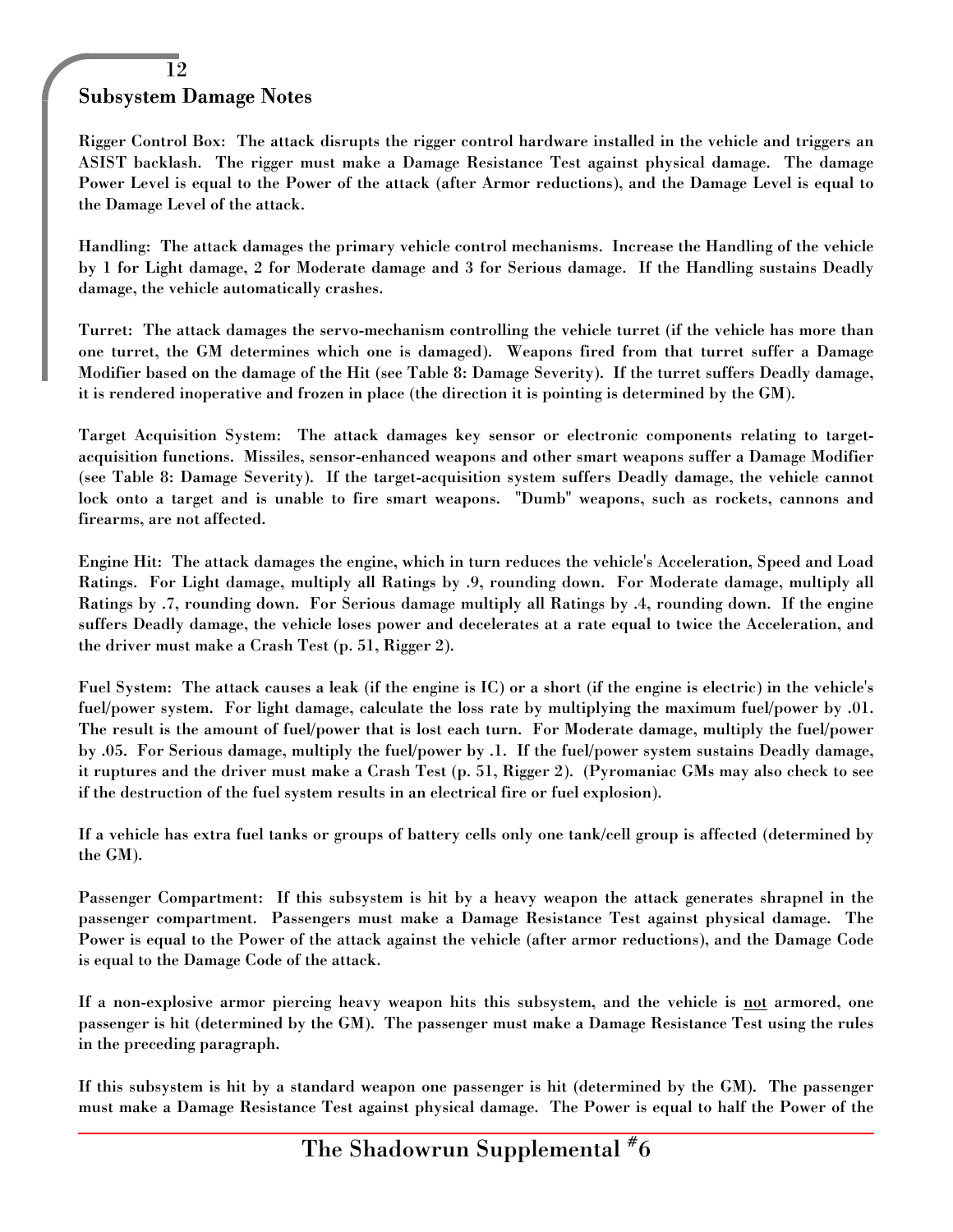## Subsystem Damage Notes

Rigger Control Box: The attack disrupts the rigger control hardware installed in the vehicle and triggers an ASIST backlash. The rigger must make a Damage Resistance Test against physical damage. The damage Power Level is equal to the Power of the attack (after Armor reductions), and the Damage Level is equal to the Damage Level of the attack.

Handling: The attack damages the primary vehicle control mechanisms. Increase the Handling of the vehicle by 1 for Light damage, 2 for Moderate damage and 3 for Serious damage. If the Handling sustains Deadly damage, the vehicle automatically crashes.

Turret: The attack damages the servo-mechanism controlling the vehicle turret (if the vehicle has more than one turret, the GM determines which one is damaged). Weapons fired from that turret suffer a Damage Modifier based on the damage of the Hit (see Table 8: Damage Severity). If the turret suffers Deadly damage, it is rendered inoperative and frozen in place (the direction it is pointing is determined by the GM).

Target Acquisition System: The attack damages key sensor or electronic components relating to target-acquisition functions. Missiles, sensor-enhanced weapons and other smart weapons suffer a Damage Modifier (see Table 8: Damage Severity). If the target-acquisition system suffers Deadly damage, the vehicle cannot lock onto a target and is unable to fire smart weapons. "Dumb" weapons, such as rockets, cannons and firearms, are not affected.

Engine Hit: The attack damages the engine, which in turn reduces the vehicle's Acceleration, Speed and Load Ratings. For Light damage, multiply all Ratings by .9, rounding down. For Moderate damage, multiply all Ratings by .7, rounding down. For Serious damage multiply all Ratings by .4, rounding down. If the engine suffers Deadly damage, the vehicle loses power and decelerates at a rate equal to twice the Acceleration, and the driver must make a Crash Test (p. 51, Rigger 2).

Fuel System: The attack causes a leak (if the engine is IC) or a short (if the engine is electric) in the vehicle's fuel/power system. For light damage, calculate the loss rate by multiplying the maximum fuel/power by .01. The result is the amount of fuel/power that is lost each turn. For Moderate damage, multiply the fuel/power by .05. For Serious damage, multiply the fuel/power by .1. If the fuel/power system sustains Deadly damage, it ruptures and the driver must make a Crash Test (p. 51, Rigger 2). (Pyromaniac GMs may also check to see if the destruction of the fuel system results in an electrical fire or fuel explosion).

If a vehicle has extra fuel tanks or groups of battery cells only one tank/cell group is affected (determined by the GM).

Passenger Compartment: If this subsystem is hit by a heavy weapon the attack generates shrapnel in the passenger compartment. Passengers must make a Damage Resistance Test against physical damage. The Power is equal to the Power of the attack against the vehicle (after armor reductions), and the Damage Code is equal to the Damage Code of the attack.

If a non-explosive armor piercing heavy weapon hits this subsystem, and the vehicle is <u>not</u> armored, one passenger is hit (determined by the GM). The passenger must make a Damage Resistance Test using the rules in the preceding paragraph.

If this subsystem is hit by a standard weapon one passenger is hit (determined by the GM). The passenger must make a Damage Resistance Test against physical damage. The Power is equal to half the Power of the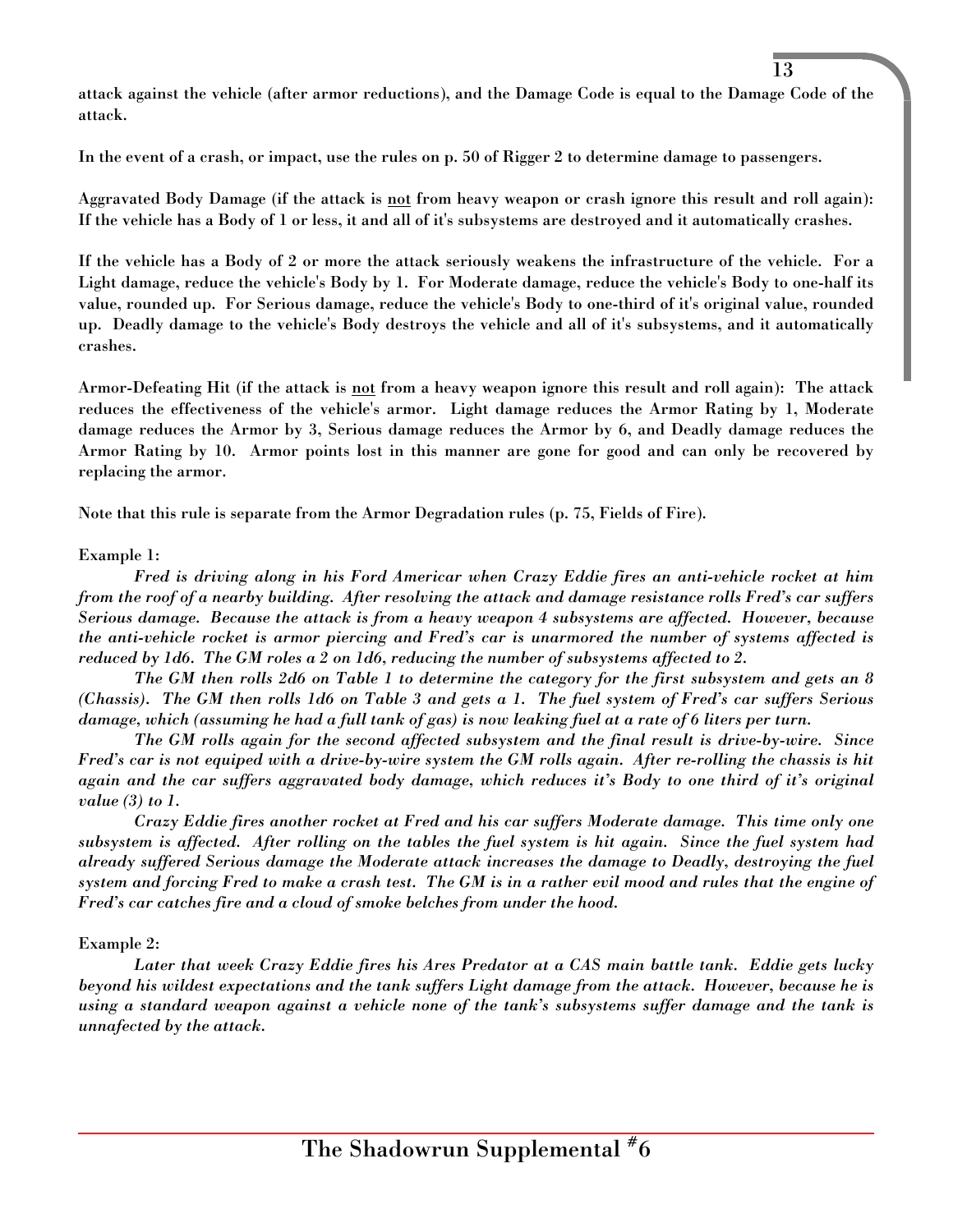attack against the vehicle (after armor reductions), and the Damage Code is equal to the Damage Code of the attack.

In the event of a crash, or impact, use the rules on p. 50 of Rigger 2 to determine damage to passengers.

Aggravated Body Damage (if the attack is <u>not</u> from heavy weapon or crash ignore this result and roll again): If the vehicle has a Body of 1 or less, it and all of it's subsystems are destroyed and it automatically crashes.

If the vehicle has a Body of 2 or more the attack seriously weakens the infrastructure of the vehicle. For a Light damage, reduce the vehicle's Body by 1. For Moderate damage, reduce the vehicle's Body to one-half its value, rounded up. For Serious damage, reduce the vehicle's Body to one-third of it's original value, rounded up. Deadly damage to the vehicle's Body destroys the vehicle and all of it's subsystems, and it automatically crashes.

Armor-Defeating Hit (if the attack is <u>not</u> from a heavy weapon ignore this result and roll again): The attack reduces the effectiveness of the vehicle's armor. Light damage reduces the Armor Rating by 1, Moderate damage reduces the Armor by 3, Serious damage reduces the Armor by 6, and Deadly damage reduces the Armor Rating by 10. Armor points lost in this manner are gone for good and can only be recovered by replacing the armor.

Note that this rule is separate from the Armor Degradation rules (p. 75, Fields of Fire).

Example 1:

*Fred is driving along in his Ford Americar when Crazy Eddie fires an anti-vehicle rocket at him from the roof of a nearby building. After resolving the attack and damage resistance rolls Fred's car suffers Serious damage. Because the attack is from a heavy weapon 4 subsystems are affected. However, because the anti-vehicle rocket is armor piercing and Fred's car is unarmored the number of systems affected is reduced by 1d6. The GM roles a 2 on 1d6, reducing the number of subsystems affected to 2.*

*The GM then rolls 2d6 on Table 1 to determine the category for the first subsystem and gets an 8 (Chassis). The GM then rolls 1d6 on Table 3 and gets a 1. The fuel system of Fred's car suffers Serious damage, which (assuming he had a full tank of gas) is now leaking fuel at a rate of 6 liters per turn.*

*The GM rolls again for the second affected subsystem and the final result is drive-by-wire. Since Fred's car is not equiped with a drive-by-wire system the GM rolls again. After re-rolling the chassis is hit again and the car suffers aggravated body damage, which reduces it's Body to one third of it's original value (3) to 1.*

*Crazy Eddie fires another rocket at Fred and his car suffers Moderate damage. This time only one subsystem is affected. After rolling on the tables the fuel system is hit again. Since the fuel system had already suffered Serious damage the Moderate attack increases the damage to Deadly, destroying the fuel system and forcing Fred to make a crash test. The GM is in a rather evil mood and rules that the engine of Fred's car catches fire and a cloud of smoke belches from under the hood.*

Example 2:

*Later that week Crazy Eddie fires his Ares Predator at a CAS main battle tank. Eddie gets lucky beyond his wildest expectations and the tank suffers Light damage from the attack. However, because he is using a standard weapon against a vehicle none of the tank's subsystems suffer damage and the tank is unnafected by the attack.*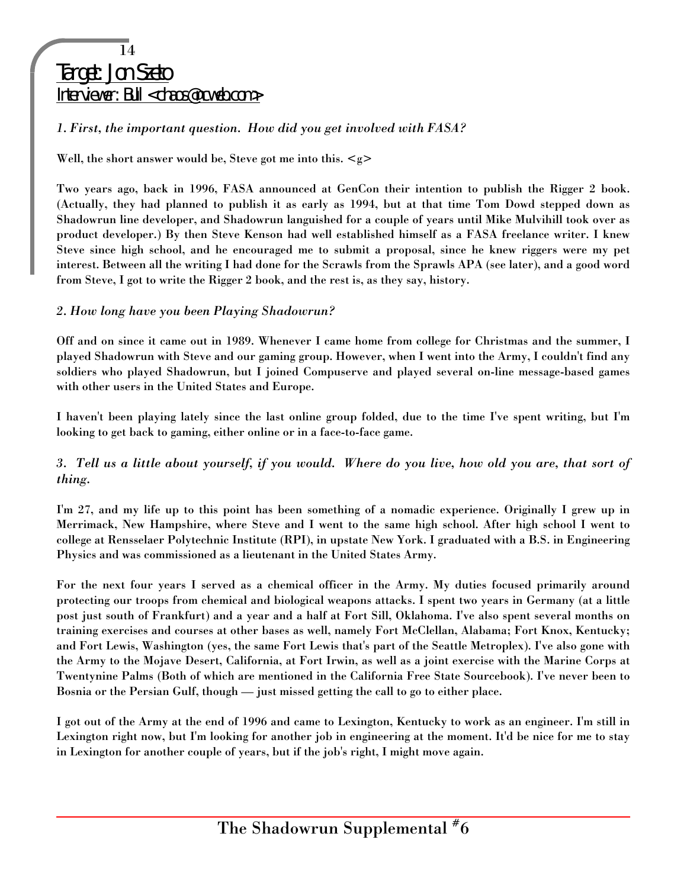# Target: Jon Szeto

## Interviewer: Bull <chaos@ccweb.com>

*1. First, the important question. How did you get involved with FASA?*

Well, the short answer would be, Steve got me into this. <g>

Two years ago, back in 1996, FASA announced at GenCon their intention to publish the Rigger 2 book. (Actually, they had planned to publish it as early as 1994, but at that time Tom Dowd stepped down as Shadowrun line developer, and Shadowrun languished for a couple of years until Mike Mulvihill took over as product developer.) By then Steve Kenson had well established himself as a FASA freelance writer. I knew Steve since high school, and he encouraged me to submit a proposal, since he knew riggers were my pet interest. Between all the writing I had done for the Scrawls from the Sprawls APA (see later), and a good word from Steve, I got to write the Rigger 2 book, and the rest is, as they say, history.

*2. How long have you been Playing Shadowrun?*

Off and on since it came out in 1989. Whenever I came home from college for Christmas and the summer, I played Shadowrun with Steve and our gaming group. However, when I went into the Army, I couldn't find any soldiers who played Shadowrun, but I joined Compuserve and played several on-line message-based games with other users in the United States and Europe.

I haven't been playing lately since the last online group folded, due to the time I've spent writing, but I'm looking to get back to gaming, either online or in a face-to-face game.

*3. Tell us a little about yourself, if you would. Where do you live, how old you are, that sort of thing.*

I'm 27, and my life up to this point has been something of a nomadic experience. Originally I grew up in Merrimack, New Hampshire, where Steve and I went to the same high school. After high school I went to college at Rensselaer Polytechnic Institute (RPI), in upstate New York. I graduated with a B.S. in Engineering Physics and was commissioned as a lieutenant in the United States Army.

For the next four years I served as a chemical officer in the Army. My duties focused primarily around protecting our troops from chemical and biological weapons attacks. I spent two years in Germany (at a little post just south of Frankfurt) and a year and a half at Fort Sill, Oklahoma. I've also spent several months on training exercises and courses at other bases as well, namely Fort McClellan, Alabama; Fort Knox, Kentucky; and Fort Lewis, Washington (yes, the same Fort Lewis that's part of the Seattle Metroplex). I've also gone with the Army to the Mojave Desert, California, at Fort Irwin, as well as a joint exercise with the Marine Corps at Twentynine Palms (Both of which are mentioned in the California Free State Sourcebook). I've never been to Bosnia or the Persian Gulf, though — just missed getting the call to go to either place.

I got out of the Army at the end of 1996 and came to Lexington, Kentucky to work as an engineer. I'm still in Lexington right now, but I'm looking for another job in engineering at the moment. It'd be nice for me to stay in Lexington for another couple of years, but if the job's right, I might move again.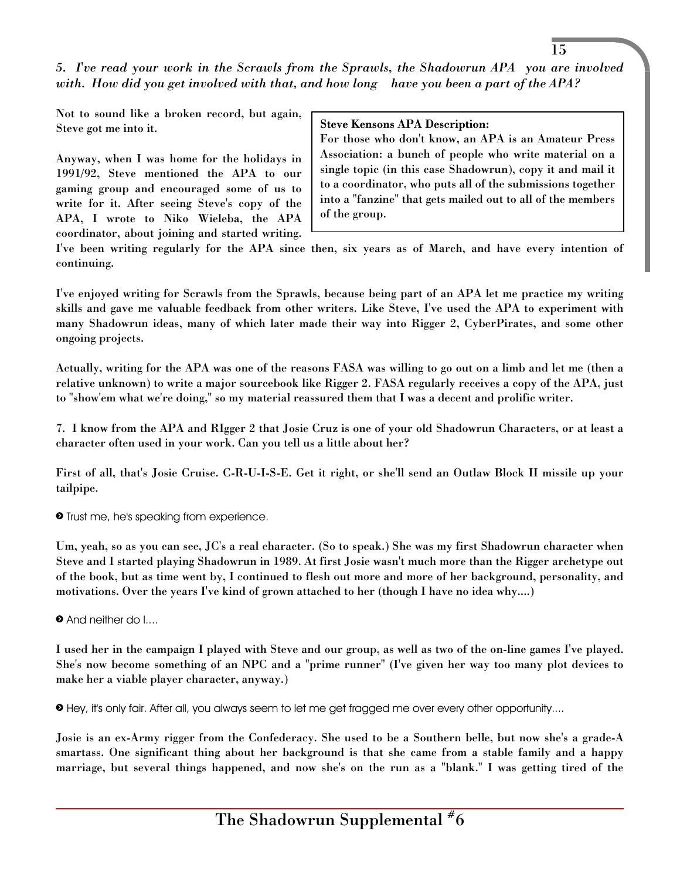*5. I've read your work in the Scrawls from the Sprawls, the Shadowrun APA you are involved with. How did you get involved with that, and how long have you been a part of the APA?*

**Not to sound like a broken record, but again, Steve got me into it.**

> **Steve Kensons APA Description:**
> **For those who don't know, an APA is an Amateur Press Association: a bunch of people who write material on a single topic (in this case Shadowrun), copy it and mail it to a coordinator, who puts all of the submissions together into a "fanzine" that gets mailed out to all of the members of the group.**

**Anyway, when I was home for the holidays in 1991/92, Steve mentioned the APA to our gaming group and encouraged some of us to write for it. After seeing Steve's copy of the APA, I wrote to Niko Wieleba, the APA coordinator, about joining and started writing. I've been writing regularly for the APA since then, six years as of March, and have every intention of continuing.**

**I've enjoyed writing for Scrawls from the Sprawls, because being part of an APA let me practice my writing skills and gave me valuable feedback from other writers. Like Steve, I've used the APA to experiment with many Shadowrun ideas, many of which later made their way into Rigger 2, CyberPirates, and some other ongoing projects.**

**Actually, writing for the APA was one of the reasons FASA was willing to go out on a limb and let me (then a relative unknown) to write a major sourcebook like Rigger 2. FASA regularly receives a copy of the APA, just to "show'em what we're doing," so my material reassured them that I was a decent and prolific writer.**

**7. I know from the APA and RIgger 2 that Josie Cruz is one of your old Shadowrun Characters, or at least a character often used in your work. Can you tell us a little about her?**

**First of all, that's Josie Cruise. C-R-U-I-S-E. Get it right, or she'll send an Outlaw Block II missile up your tailpipe.**

> Trust me, he's speaking from experience.

**Um, yeah, so as you can see, JC's a real character. (So to speak.) She was my first Shadowrun character when Steve and I started playing Shadowrun in 1989. At first Josie wasn't much more than the Rigger archetype out of the book, but as time went by, I continued to flesh out more and more of her background, personality, and motivations. Over the years I've kind of grown attached to her (though I have no idea why....)**

> And neither do I....

**I used her in the campaign I played with Steve and our group, as well as two of the on-line games I've played. She's now become something of an NPC and a "prime runner" (I've given her way too many plot devices to make her a viable player character, anyway.)**

> Hey, it's only fair. After all, you always seem to let me get fragged me over every other opportunity....

**Josie is an ex-Army rigger from the Confederacy. She used to be a Southern belle, but now she's a grade-A smartass. One significant thing about her background is that she came from a stable family and a happy marriage, but several things happened, and now she's on the run as a "blank." I was getting tired of the**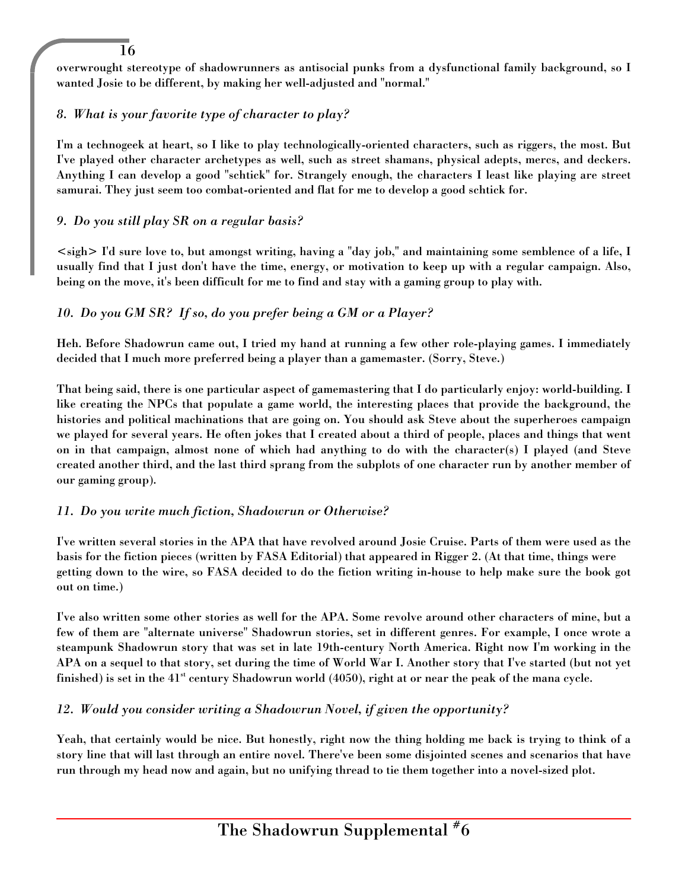**overwrought stereotype of shadowrunners as antisocial punks from a dysfunctional family background, so I wanted Josie to be different, by making her well-adjusted and "normal."**

### *8. What is your favorite type of character to play?*

**I'm a technogeek at heart, so I like to play technologically-oriented characters, such as riggers, the most. But I've played other character archetypes as well, such as street shamans, physical adepts, mercs, and deckers. Anything I can develop a good "schtick" for. Strangely enough, the characters I least like playing are street samurai. They just seem too combat-oriented and flat for me to develop a good schtick for.**

### *9. Do you still play SR on a regular basis?*

**<sigh> I'd sure love to, but amongst writing, having a "day job," and maintaining some semblence of a life, I usually find that I just don't have the time, energy, or motivation to keep up with a regular campaign. Also, being on the move, it's been difficult for me to find and stay with a gaming group to play with.**

### *10. Do you GM SR? If so, do you prefer being a GM or a Player?*

**Heh. Before Shadowrun came out, I tried my hand at running a few other role-playing games. I immediately decided that I much more preferred being a player than a gamemaster. (Sorry, Steve.)**

**That being said, there is one particular aspect of gamemastering that I do particularly enjoy: world-building. I like creating the NPCs that populate a game world, the interesting places that provide the background, the histories and political machinations that are going on. You should ask Steve about the superheroes campaign we played for several years. He often jokes that I created about a third of people, places and things that went on in that campaign, almost none of which had anything to do with the character(s) I played (and Steve created another third, and the last third sprang from the subplots of one character run by another member of our gaming group).**

### *11. Do you write much fiction, Shadowrun or Otherwise?*

**I've written several stories in the APA that have revolved around Josie Cruise. Parts of them were used as the basis for the fiction pieces (written by FASA Editorial) that appeared in Rigger 2. (At that time, things were getting down to the wire, so FASA decided to do the fiction writing in-house to help make sure the book got out on time.)**

**I've also written some other stories as well for the APA. Some revolve around other characters of mine, but a few of them are "alternate universe" Shadowrun stories, set in different genres. For example, I once wrote a steampunk Shadowrun story that was set in late 19th-century North America. Right now I'm working in the APA on a sequel to that story, set during the time of World War I. Another story that I've started (but not yet finished) is set in the 41st century Shadowrun world (4050), right at or near the peak of the mana cycle.**

### *12. Would you consider writing a Shadowrun Novel, if given the opportunity?*

**Yeah, that certainly would be nice. But honestly, right now the thing holding me back is trying to think of a story line that will last through an entire novel. There've been some disjointed scenes and scenarios that have run through my head now and again, but no unifying thread to tie them together into a novel-sized plot.**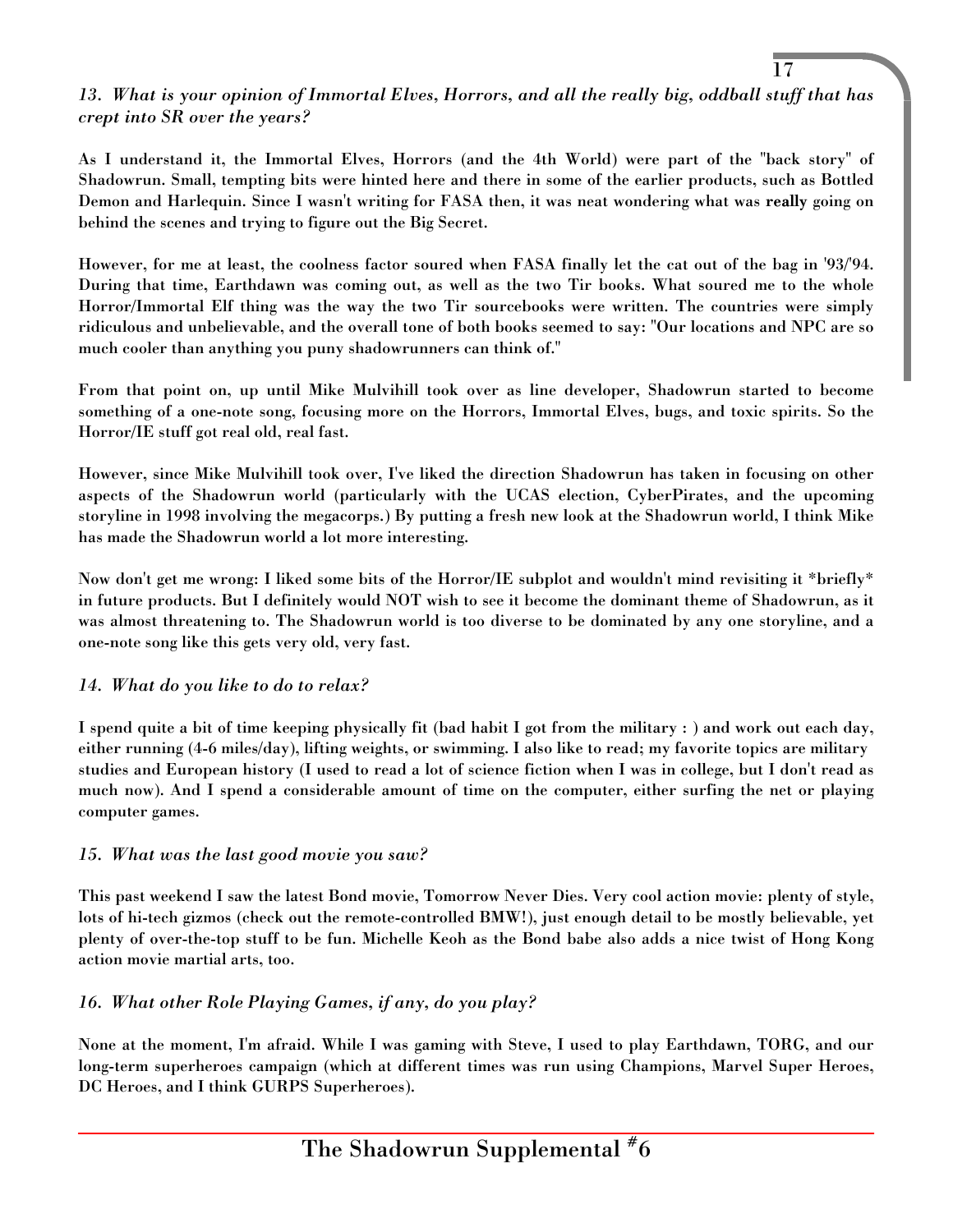*13. What is your opinion of Immortal Elves, Horrors, and all the really big, oddball stuff that has crept into SR over the years?*

**As I understand it, the Immortal Elves, Horrors (and the 4th World) were part of the "back story" of Shadowrun. Small, tempting bits were hinted here and there in some of the earlier products, such as Bottled Demon and Harlequin. Since I wasn't writing for FASA then, it was neat wondering what was really going on behind the scenes and trying to figure out the Big Secret.**

**However, for me at least, the coolness factor soured when FASA finally let the cat out of the bag in '93/'94. During that time, Earthdawn was coming out, as well as the two Tir books. What soured me to the whole Horror/Immortal Elf thing was the way the two Tir sourcebooks were written. The countries were simply ridiculous and unbelievable, and the overall tone of both books seemed to say: "Our locations and NPC are so much cooler than anything you puny shadowrunners can think of."**

**From that point on, up until Mike Mulvihill took over as line developer, Shadowrun started to become something of a one-note song, focusing more on the Horrors, Immortal Elves, bugs, and toxic spirits. So the Horror/IE stuff got real old, real fast.**

**However, since Mike Mulvihill took over, I've liked the direction Shadowrun has taken in focusing on other aspects of the Shadowrun world (particularly with the UCAS election, CyberPirates, and the upcoming storyline in 1998 involving the megacorps.) By putting a fresh new look at the Shadowrun world, I think Mike has made the Shadowrun world a lot more interesting.**

**Now don't get me wrong: I liked some bits of the Horror/IE subplot and wouldn't mind revisiting it *briefly* in future products. But I definitely would NOT wish to see it become the dominant theme of Shadowrun, as it was almost threatening to. The Shadowrun world is too diverse to be dominated by any one storyline, and a one-note song like this gets very old, very fast.**

*14. What do you like to do to relax?*

**I spend quite a bit of time keeping physically fit (bad habit I got from the military : ) and work out each day, either running (4-6 miles/day), lifting weights, or swimming. I also like to read; my favorite topics are military studies and European history (I used to read a lot of science fiction when I was in college, but I don't read as much now). And I spend a considerable amount of time on the computer, either surfing the net or playing computer games.**

*15. What was the last good movie you saw?*

**This past weekend I saw the latest Bond movie, Tomorrow Never Dies. Very cool action movie: plenty of style, lots of hi-tech gizmos (check out the remote-controlled BMW!), just enough detail to be mostly believable, yet plenty of over-the-top stuff to be fun. Michelle Keoh as the Bond babe also adds a nice twist of Hong Kong action movie martial arts, too.**

*16. What other Role Playing Games, if any, do you play?*

**None at the moment, I'm afraid. While I was gaming with Steve, I used to play Earthdawn, TORG, and our long-term superheroes campaign (which at different times was run using Champions, Marvel Super Heroes, DC Heroes, and I think GURPS Superheroes).**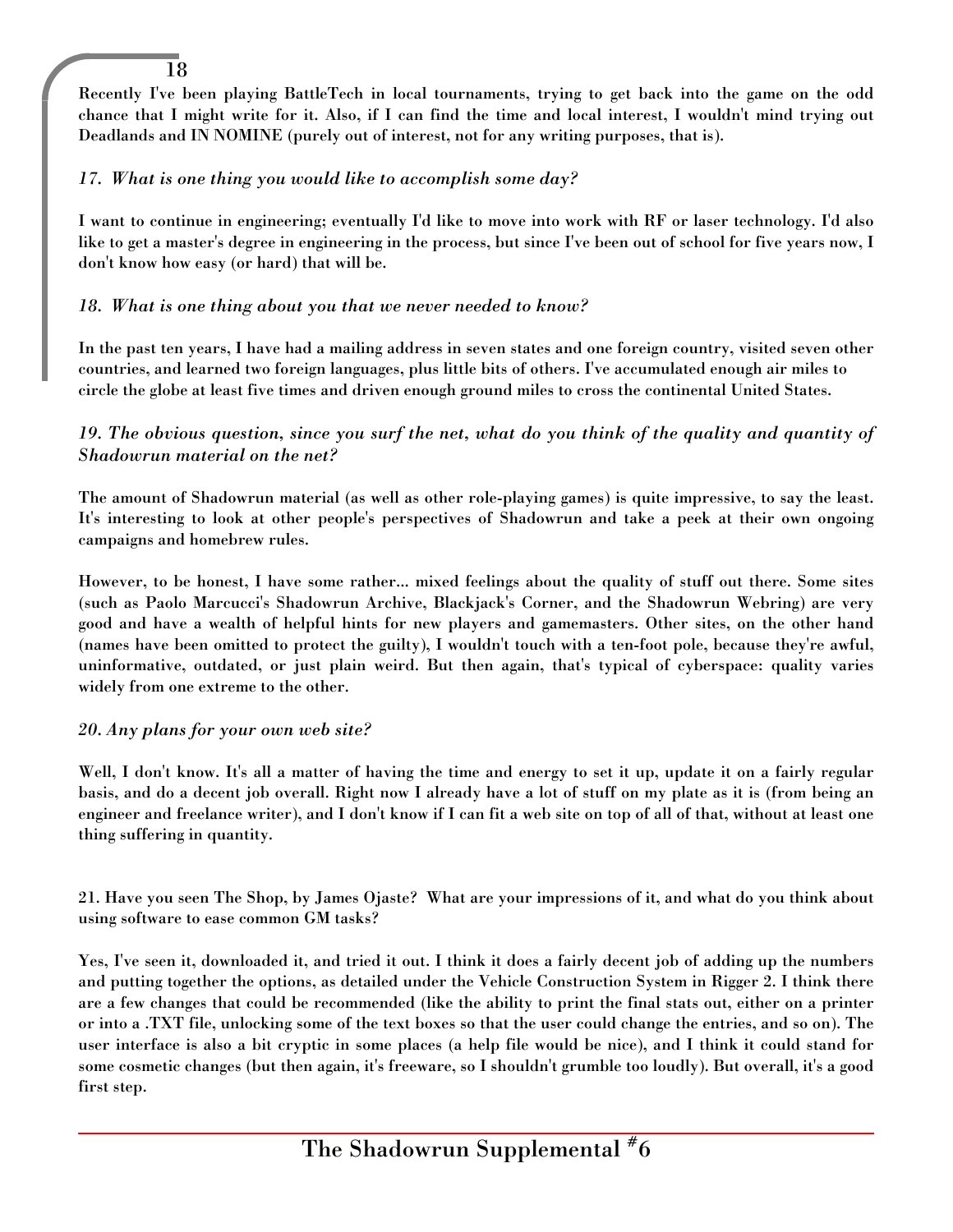**Recently I've been playing BattleTech in local tournaments, trying to get back into the game on the odd chance that I might write for it. Also, if I can find the time and local interest, I wouldn't mind trying out Deadlands and IN NOMINE (purely out of interest, not for any writing purposes, that is).**

*17. What is one thing you would like to accomplish some day?*

**I want to continue in engineering; eventually I'd like to move into work with RF or laser technology. I'd also like to get a master's degree in engineering in the process, but since I've been out of school for five years now, I don't know how easy (or hard) that will be.**

*18. What is one thing about you that we never needed to know?*

**In the past ten years, I have had a mailing address in seven states and one foreign country, visited seven other countries, and learned two foreign languages, plus little bits of others. I've accumulated enough air miles to circle the globe at least five times and driven enough ground miles to cross the continental United States.**

*19. The obvious question, since you surf the net, what do you think of the quality and quantity of Shadowrun material on the net?*

**The amount of Shadowrun material (as well as other role-playing games) is quite impressive, to say the least. It's interesting to look at other people's perspectives of Shadowrun and take a peek at their own ongoing campaigns and homebrew rules.**

**However, to be honest, I have some rather... mixed feelings about the quality of stuff out there. Some sites (such as Paolo Marcucci's Shadowrun Archive, Blackjack's Corner, and the Shadowrun Webring) are very good and have a wealth of helpful hints for new players and gamemasters. Other sites, on the other hand (names have been omitted to protect the guilty), I wouldn't touch with a ten-foot pole, because they're awful, uninformative, outdated, or just plain weird. But then again, that's typical of cyberspace: quality varies widely from one extreme to the other.**

*20. Any plans for your own web site?*

**Well, I don't know. It's all a matter of having the time and energy to set it up, update it on a fairly regular basis, and do a decent job overall. Right now I already have a lot of stuff on my plate as it is (from being an engineer and freelance writer), and I don't know if I can fit a web site on top of all of that, without at least one thing suffering in quantity.**

**21. Have you seen The Shop, by James Ojaste? What are your impressions of it, and what do you think about using software to ease common GM tasks?**

**Yes, I've seen it, downloaded it, and tried it out. I think it does a fairly decent job of adding up the numbers and putting together the options, as detailed under the Vehicle Construction System in Rigger 2. I think there are a few changes that could be recommended (like the ability to print the final stats out, either on a printer or into a .TXT file, unlocking some of the text boxes so that the user could change the entries, and so on). The user interface is also a bit cryptic in some places (a help file would be nice), and I think it could stand for some cosmetic changes (but then again, it's freeware, so I shouldn't grumble too loudly). But overall, it's a good first step.**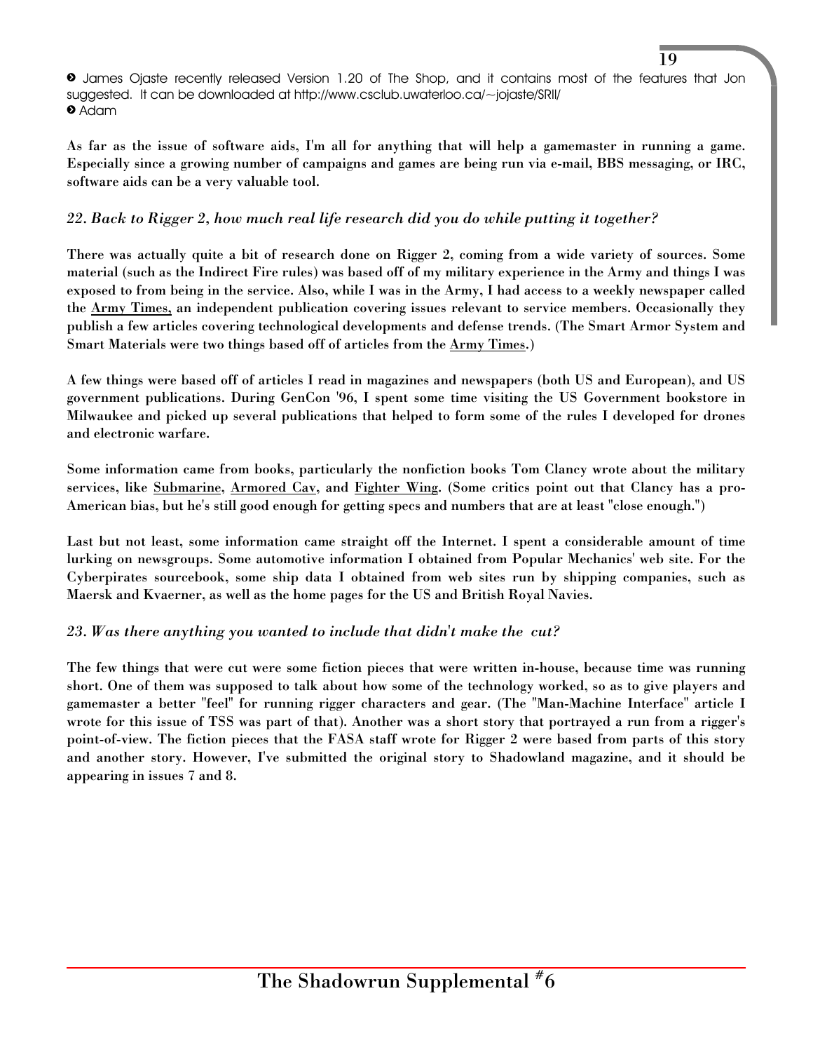› James Ojaste recently released Version 1.20 of The Shop, and it contains most of the features that Jon suggested. It can be downloaded at http://www.csclub.uwaterloo.ca/~jojaste/SRII/
› Adam

**As far as the issue of software aids, I'm all for anything that will help a gamemaster in running a game. Especially since a growing number of campaigns and games are being run via e-mail, BBS messaging, or IRC, software aids can be a very valuable tool.**

*22. Back to Rigger 2, how much real life research did you do while putting it together?*

**There was actually quite a bit of research done on Rigger 2, coming from a wide variety of sources. Some material (such as the Indirect Fire rules) was based off of my military experience in the Army and things I was exposed to from being in the service. Also, while I was in the Army, I had access to a weekly newspaper called the Army Times, an independent publication covering issues relevant to service members. Occasionally they publish a few articles covering technological developments and defense trends. (The Smart Armor System and Smart Materials were two things based off of articles from the Army Times.)**

**A few things were based off of articles I read in magazines and newspapers (both US and European), and US government publications. During GenCon '96, I spent some time visiting the US Government bookstore in Milwaukee and picked up several publications that helped to form some of the rules I developed for drones and electronic warfare.**

**Some information came from books, particularly the nonfiction books Tom Clancy wrote about the military services, like Submarine, Armored Cav, and Fighter Wing. (Some critics point out that Clancy has a pro-American bias, but he's still good enough for getting specs and numbers that are at least "close enough.")**

**Last but not least, some information came straight off the Internet. I spent a considerable amount of time lurking on newsgroups. Some automotive information I obtained from Popular Mechanics' web site. For the Cyberpirates sourcebook, some ship data I obtained from web sites run by shipping companies, such as Maersk and Kvaerner, as well as the home pages for the US and British Royal Navies.**

*23. Was there anything you wanted to include that didn't make the cut?*

**The few things that were cut were some fiction pieces that were written in-house, because time was running short. One of them was supposed to talk about how some of the technology worked, so as to give players and gamemaster a better "feel" for running rigger characters and gear. (The "Man-Machine Interface" article I wrote for this issue of TSS was part of that). Another was a short story that portrayed a run from a rigger's point-of-view. The fiction pieces that the FASA staff wrote for Rigger 2 were based from parts of this story and another story. However, I've submitted the original story to Shadowland magazine, and it should be appearing in issues 7 and 8.**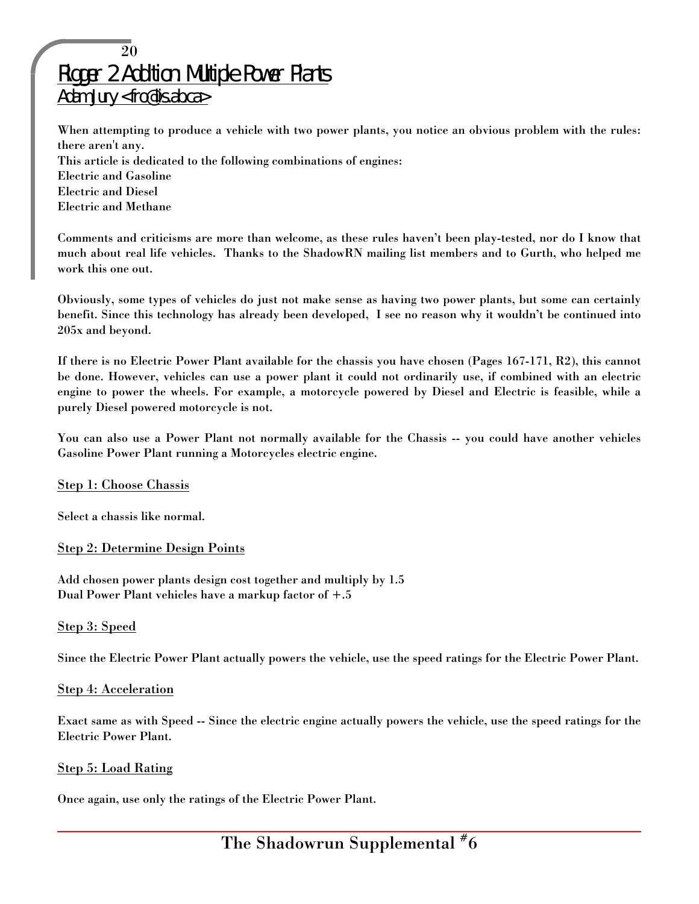# Rigger 2 Addition: Multiple Power Plants

Adam Jury <fro@dis.ab.ca>

When attempting to produce a vehicle with two power plants, you notice an obvious problem with the rules: there aren't any.
This article is dedicated to the following combinations of engines:
Electric and Gasoline
Electric and Diesel
Electric and Methane

Comments and criticisms are more than welcome, as these rules haven't been play-tested, nor do I know that much about real life vehicles. Thanks to the ShadowRN mailing list members and to Gurth, who helped me work this one out.

Obviously, some types of vehicles do just not make sense as having two power plants, but some can certainly benefit. Since this technology has already been developed, I see no reason why it wouldn't be continued into 205x and beyond.

If there is no Electric Power Plant available for the chassis you have chosen (Pages 167-171, R2), this cannot be done. However, vehicles can use a power plant it could not ordinarily use, if combined with an electric engine to power the wheels. For example, a motorcycle powered by Diesel and Electric is feasible, while a purely Diesel powered motorcycle is not.

You can also use a Power Plant not normally available for the Chassis -- you could have another vehicles Gasoline Power Plant running a Motorcycles electric engine.

## Step 1: Choose Chassis

Select a chassis like normal.

## Step 2: Determine Design Points

Add chosen power plants design cost together and multiply by 1.5
Dual Power Plant vehicles have a markup factor of +.5

## Step 3: Speed

Since the Electric Power Plant actually powers the vehicle, use the speed ratings for the Electric Power Plant.

## Step 4: Acceleration

Exact same as with Speed -- Since the electric engine actually powers the vehicle, use the speed ratings for the Electric Power Plant.

## Step 5: Load Rating

Once again, use only the ratings of the Electric Power Plant.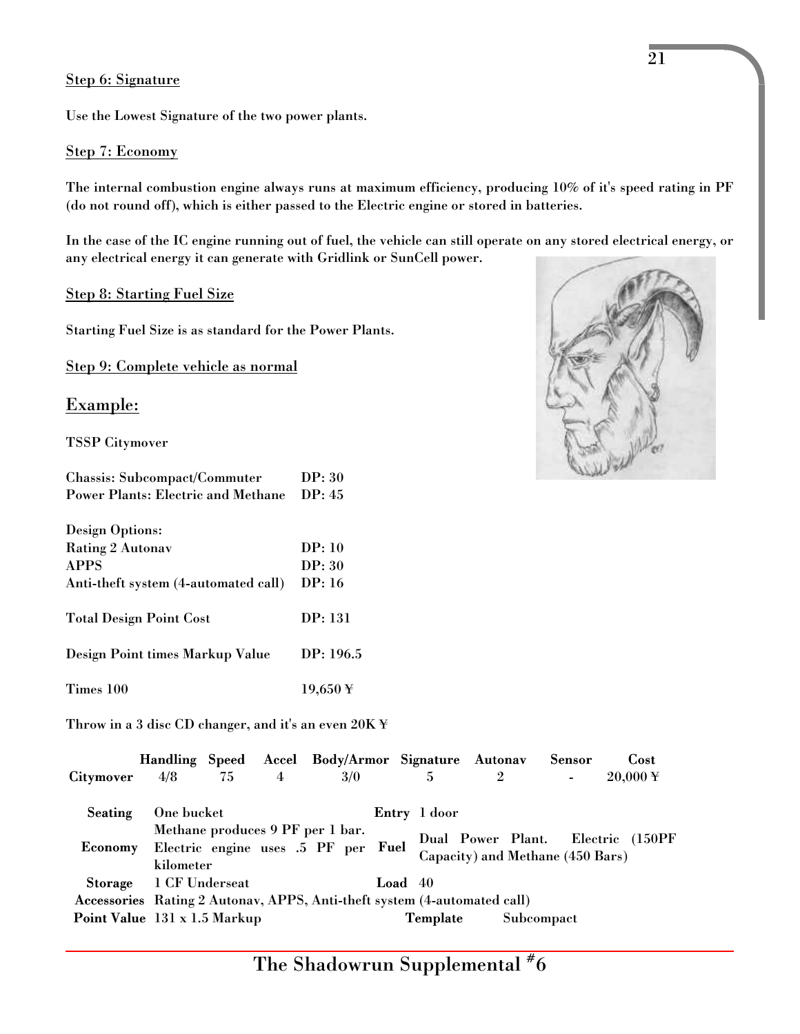Step 6: Signature

Use the Lowest Signature of the two power plants.

Step 7: Economy

The internal combustion engine always runs at maximum efficiency, producing 10% of it's speed rating in PF (do not round off), which is either passed to the Electric engine or stored in batteries.

In the case of the IC engine running out of fuel, the vehicle can still operate on any stored electrical energy, or any electrical energy it can generate with Gridlink or SunCell power.

Step 8: Starting Fuel Size

Starting Fuel Size is as standard for the Power Plants.

Step 9: Complete vehicle as normal

## Example:

TSSP Citymover

| | |
|---|---|
| Chassis: Subcompact/Commuter | DP: 30 |
| Power Plants: Electric and Methane | DP: 45 |
| | |
| Design Options: | |
| Rating 2 Autonav | DP: 10 |
| APPS | DP: 30 |
| Anti-theft system (4-automated call) | DP: 16 |
| | |
| Total Design Point Cost | DP: 131 |
| | |
| Design Point times Markup Value | DP: 196.5 |
| | |
| Times 100 | 19,650 ¥ |

Throw in a 3 disc CD changer, and it's an even 20K ¥

| | Handling | Speed | Accel | Body/Armor | Signature | Autonav | Sensor | Cost |
|---|---|---|---|---|---|---|---|---|
| Citymover | 4/8 | 75 | 4 | 3/0 | 5 | 2 | - | 20,000 ¥ |

| | | | |
|---|---|---|---|
| **Seating** | One bucket | **Entry** | 1 door |
| **Economy** | Methane produces 9 PF per 1 bar. Electric engine uses .5 PF per kilometer | **Fuel** | Dual Power Plant. Electric (150PF Capacity) and Methane (450 Bars) |
| **Storage** | 1 CF Underseat | **Load** | 40 |
| **Accessories** | Rating 2 Autonav, APPS, Anti-theft system (4-automated call) | | |
| **Point Value** | 131 x 1.5 Markup | **Template** | Subcompact |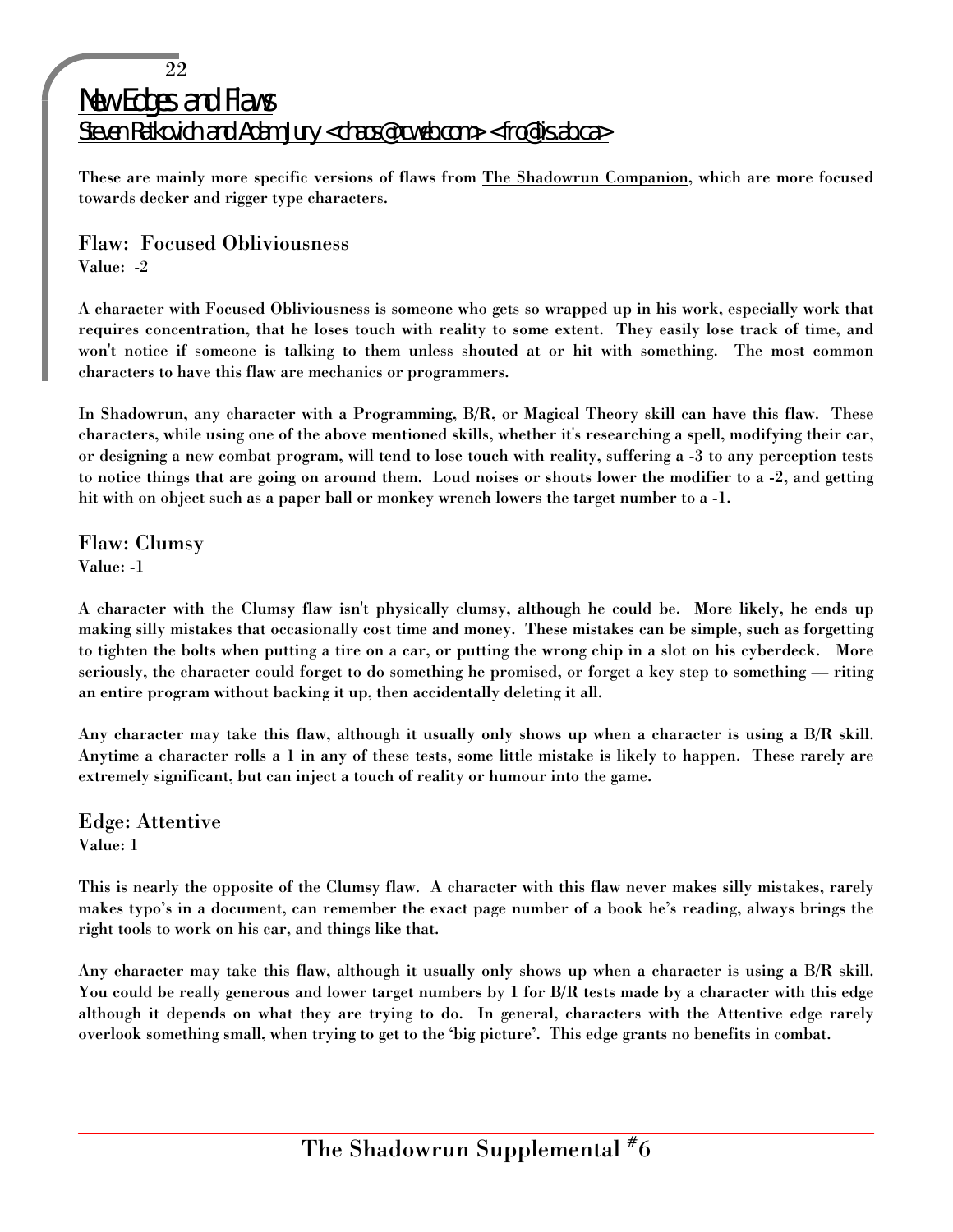# New Edges and Flaws

Steven Ratkovich and Adam Jury <chaos@pcweb.com> <fro@lis.ab.ca>

These are mainly more specific versions of flaws from The Shadowrun Companion, which are more focused towards decker and rigger type characters.

## Flaw: Focused Obliviousness

Value: -2

A character with Focused Obliviousness is someone who gets so wrapped up in his work, especially work that requires concentration, that he loses touch with reality to some extent. They easily lose track of time, and won't notice if someone is talking to them unless shouted at or hit with something. The most common characters to have this flaw are mechanics or programmers.

In Shadowrun, any character with a Programming, B/R, or Magical Theory skill can have this flaw. These characters, while using one of the above mentioned skills, whether it's researching a spell, modifying their car, or designing a new combat program, will tend to lose touch with reality, suffering a -3 to any perception tests to notice things that are going on around them. Loud noises or shouts lower the modifier to a -2, and getting hit with on object such as a paper ball or monkey wrench lowers the target number to a -1.

## Flaw: Clumsy

Value: -1

A character with the Clumsy flaw isn't physically clumsy, although he could be. More likely, he ends up making silly mistakes that occasionally cost time and money. These mistakes can be simple, such as forgetting to tighten the bolts when putting a tire on a car, or putting the wrong chip in a slot on his cyberdeck. More seriously, the character could forget to do something he promised, or forget a key step to something — riting an entire program without backing it up, then accidentally deleting it all.

Any character may take this flaw, although it usually only shows up when a character is using a B/R skill. Anytime a character rolls a 1 in any of these tests, some little mistake is likely to happen. These rarely are extremely significant, but can inject a touch of reality or humour into the game.

## Edge: Attentive

Value: 1

This is nearly the opposite of the Clumsy flaw. A character with this flaw never makes silly mistakes, rarely makes typo's in a document, can remember the exact page number of a book he's reading, always brings the right tools to work on his car, and things like that.

Any character may take this flaw, although it usually only shows up when a character is using a B/R skill. You could be really generous and lower target numbers by 1 for B/R tests made by a character with this edge although it depends on what they are trying to do. In general, characters with the Attentive edge rarely overlook something small, when trying to get to the 'big picture'. This edge grants no benefits in combat.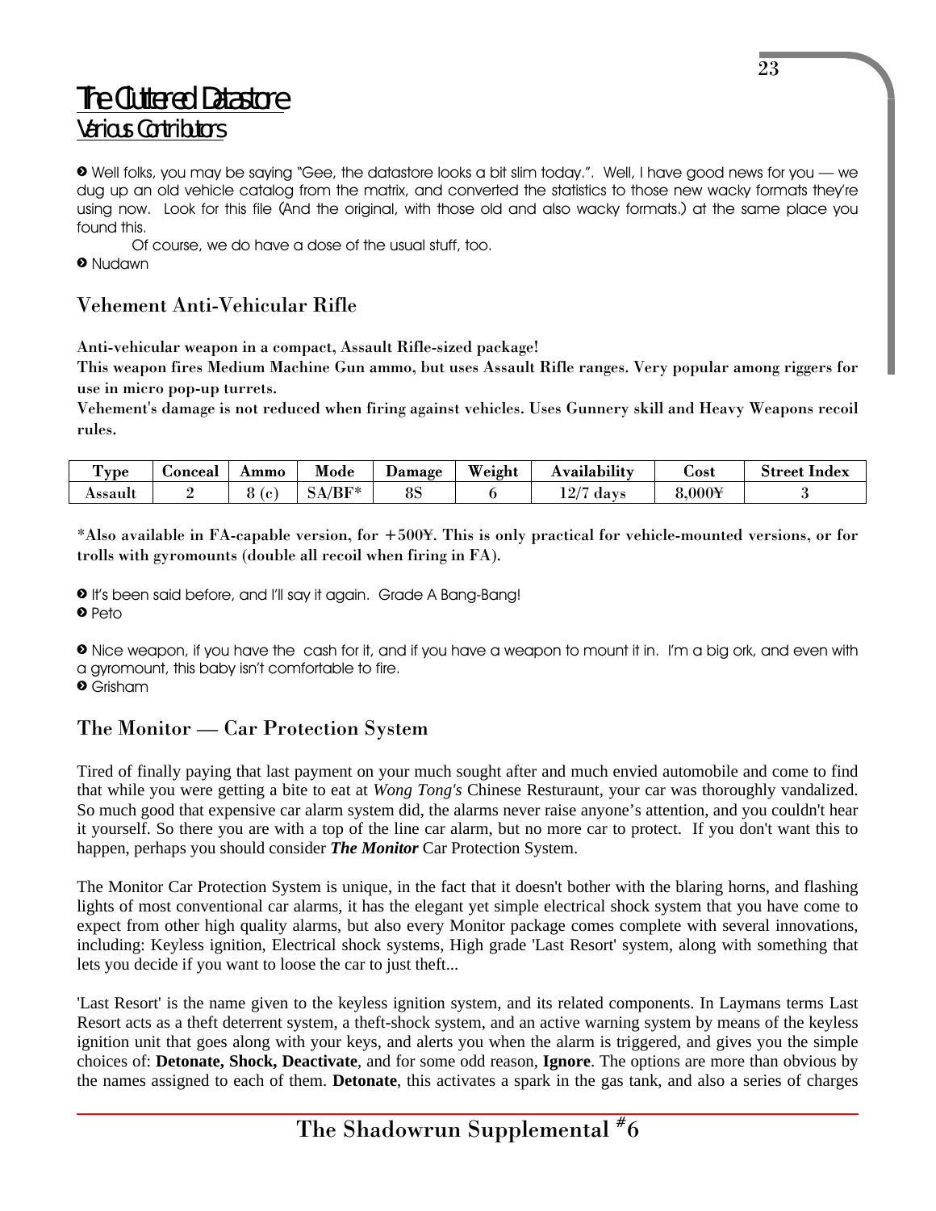# The Cluttered Datastore
## Various Contributors

➋ Well folks, you may be saying "Gee, the datastore looks a bit slim today.". Well, I have good news for you — we dug up an old vehicle catalog from the matrix, and converted the statistics to those new wacky formats they're using now. Look for this file (And the original, with those old and also wacky formats.) at the same place you found this.

Of course, we do have a dose of the usual stuff, too.

➋ Nudawn

### Vehement Anti-Vehicular Rifle

**Anti-vehicular weapon in a compact, Assault Rifle-sized package!**

**This weapon fires Medium Machine Gun ammo, but uses Assault Rifle ranges. Very popular among riggers for use in micro pop-up turrets.**

**Vehement's damage is not reduced when firing against vehicles. Uses Gunnery skill and Heavy Weapons recoil rules.**

| Type | Conceal | Ammo | Mode | Damage | Weight | Availability | Cost | Street Index |
|---|---|---|---|---|---|---|---|---|
| Assault | 2 | 8 (c) | SA/BF* | 8S | 6 | 12/7 days | 8,000¥ | 3 |

**\*Also available in FA-capable version, for +500¥. This is only practical for vehicle-mounted versions, or for trolls with gyromounts (double all recoil when firing in FA).**

➋ It's been said before, and I'll say it again. Grade A Bang-Bang!

➋ Peto

➋ Nice weapon, if you have the cash for it, and if you have a weapon to mount it in. I'm a big ork, and even with a gyromount, this baby isn't comfortable to fire.

➋ Grisham

### The Monitor — Car Protection System

Tired of finally paying that last payment on your much sought after and much envied automobile and come to find that while you were getting a bite to eat at *Wong Tong's* Chinese Resturaunt, your car was thoroughly vandalized. So much good that expensive car alarm system did, the alarms never raise anyone's attention, and you couldn't hear it yourself. So there you are with a top of the line car alarm, but no more car to protect. If you don't want this to happen, perhaps you should consider ***The Monitor*** Car Protection System.

The Monitor Car Protection System is unique, in the fact that it doesn't bother with the blaring horns, and flashing lights of most conventional car alarms, it has the elegant yet simple electrical shock system that you have come to expect from other high quality alarms, but also every Monitor package comes complete with several innovations, including: Keyless ignition, Electrical shock systems, High grade 'Last Resort' system, along with something that lets you decide if you want to loose the car to just theft...

'Last Resort' is the name given to the keyless ignition system, and its related components. In Laymans terms Last Resort acts as a theft deterrent system, a theft-shock system, and an active warning system by means of the keyless ignition unit that goes along with your keys, and alerts you when the alarm is triggered, and gives you the simple choices of: **Detonate, Shock, Deactivate**, and for some odd reason, **Ignore**. The options are more than obvious by the names assigned to each of them. **Detonate**, this activates a spark in the gas tank, and also a series of charges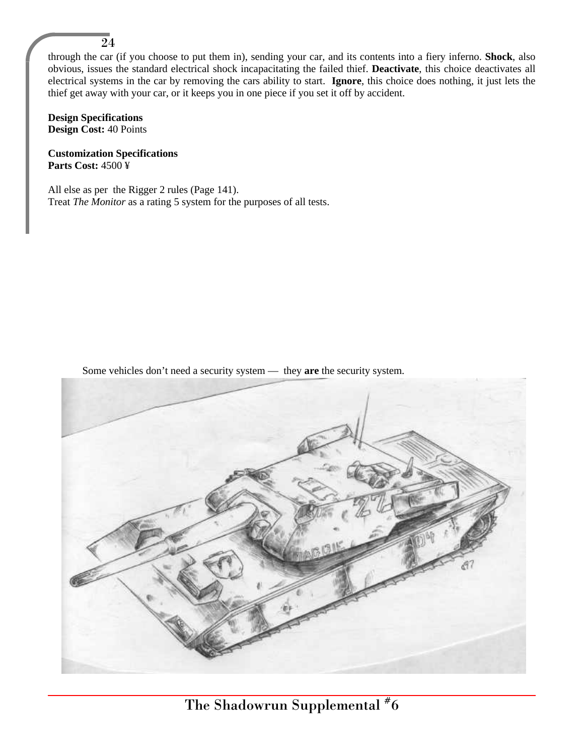through the car (if you choose to put them in), sending your car, and its contents into a fiery inferno. **Shock**, also obvious, issues the standard electrical shock incapacitating the failed thief. **Deactivate**, this choice deactivates all electrical systems in the car by removing the cars ability to start. **Ignore**, this choice does nothing, it just lets the thief get away with your car, or it keeps you in one piece if you set it off by accident.

**Design Specifications**
**Design Cost:** 40 Points

**Customization Specifications**
**Parts Cost:** 4500 ¥

All else as per the Rigger 2 rules (Page 141).
Treat *The Monitor* as a rating 5 system for the purposes of all tests.

Some vehicles don't need a security system — they **are** the security system.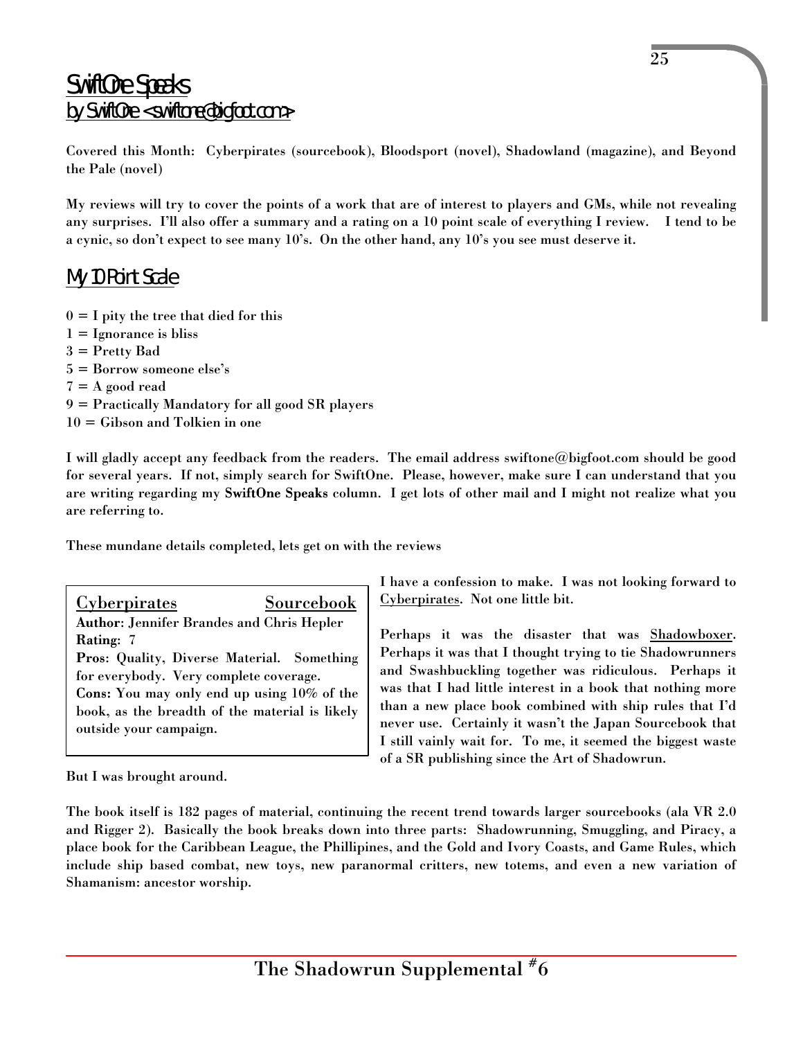# SwiftOne Speaks
## by SwiftOne <swiftone@bigfoot.com>

Covered this Month: Cyberpirates (sourcebook), Bloodsport (novel), Shadowland (magazine), and Beyond the Pale (novel)

My reviews will try to cover the points of a work that are of interest to players and GMs, while not revealing any surprises. I'll also offer a summary and a rating on a 10 point scale of everything I review. I tend to be a cynic, so don't expect to see many 10's. On the other hand, any 10's you see must deserve it.

## My 10 Point Scale

0 = I pity the tree that died for this
1 = Ignorance is bliss
3 = Pretty Bad
5 = Borrow someone else's
7 = A good read
9 = Practically Mandatory for all good SR players
10 = Gibson and Tolkien in one

I will gladly accept any feedback from the readers. The email address swiftone@bigfoot.com should be good for several years. If not, simply search for SwiftOne. Please, however, make sure I can understand that you are writing regarding my **SwiftOne Speaks** column. I get lots of other mail and I might not realize what you are referring to.

These mundane details completed, lets get on with the reviews

**Cyberpirates** — **Sourcebook**
**Author**: Jennifer Brandes and Chris Hepler
**Rating:** 7
**Pros:** Quality, Diverse Material. Something for everybody. Very complete coverage.
**Cons:** You may only end up using 10% of the book, as the breadth of the material is likely outside your campaign.

I have a confession to make. I was not looking forward to Cyberpirates. Not one little bit.

Perhaps it was the disaster that was Shadowboxer. Perhaps it was that I thought trying to tie Shadowrunners and Swashbuckling together was ridiculous. Perhaps it was that I had little interest in a book that nothing more than a new place book combined with ship rules that I'd never use. Certainly it wasn't the Japan Sourcebook that I still vainly wait for. To me, it seemed the biggest waste of a SR publishing since the Art of Shadowrun.

But I was brought around.

The book itself is 182 pages of material, continuing the recent trend towards larger sourcebooks (ala VR 2.0 and Rigger 2). Basically the book breaks down into three parts: Shadowrunning, Smuggling, and Piracy, a place book for the Caribbean League, the Phillipines, and the Gold and Ivory Coasts, and Game Rules, which include ship based combat, new toys, new paranormal critters, new totems, and even a new variation of Shamanism: ancestor worship.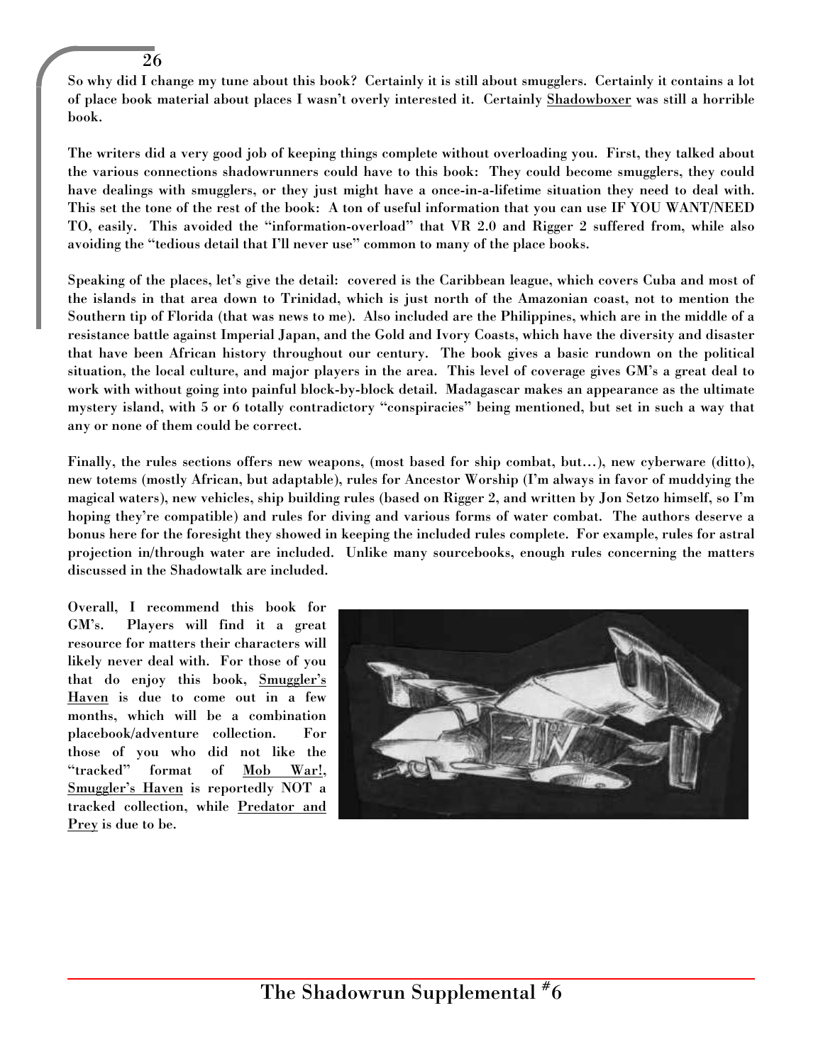So why did I change my tune about this book? Certainly it is still about smugglers. Certainly it contains a lot of place book material about places I wasn't overly interested it. Certainly Shadowboxer was still a horrible book.

The writers did a very good job of keeping things complete without overloading you. First, they talked about the various connections shadowrunners could have to this book: They could become smugglers, they could have dealings with smugglers, or they just might have a once-in-a-lifetime situation they need to deal with. This set the tone of the rest of the book: A ton of useful information that you can use IF YOU WANT/NEED TO, easily. This avoided the "information-overload" that VR 2.0 and Rigger 2 suffered from, while also avoiding the "tedious detail that I'll never use" common to many of the place books.

Speaking of the places, let's give the detail: covered is the Caribbean league, which covers Cuba and most of the islands in that area down to Trinidad, which is just north of the Amazonian coast, not to mention the Southern tip of Florida (that was news to me). Also included are the Philippines, which are in the middle of a resistance battle against Imperial Japan, and the Gold and Ivory Coasts, which have the diversity and disaster that have been African history throughout our century. The book gives a basic rundown on the political situation, the local culture, and major players in the area. This level of coverage gives GM's a great deal to work with without going into painful block-by-block detail. Madagascar makes an appearance as the ultimate mystery island, with 5 or 6 totally contradictory "conspiracies" being mentioned, but set in such a way that any or none of them could be correct.

Finally, the rules sections offers new weapons, (most based for ship combat, but…), new cyberware (ditto), new totems (mostly African, but adaptable), rules for Ancestor Worship (I'm always in favor of muddying the magical waters), new vehicles, ship building rules (based on Rigger 2, and written by Jon Setzo himself, so I'm hoping they're compatible) and rules for diving and various forms of water combat. The authors deserve a bonus here for the foresight they showed in keeping the included rules complete. For example, rules for astral projection in/through water are included. Unlike many sourcebooks, enough rules concerning the matters discussed in the Shadowtalk are included.

Overall, I recommend this book for GM's. Players will find it a great resource for matters their characters will likely never deal with. For those of you that do enjoy this book, Smuggler's Haven is due to come out in a few months, which will be a combination placebook/adventure collection. For those of you who did not like the "tracked" format of Mob War!, Smuggler's Haven is reportedly NOT a tracked collection, while Predator and Prey is due to be.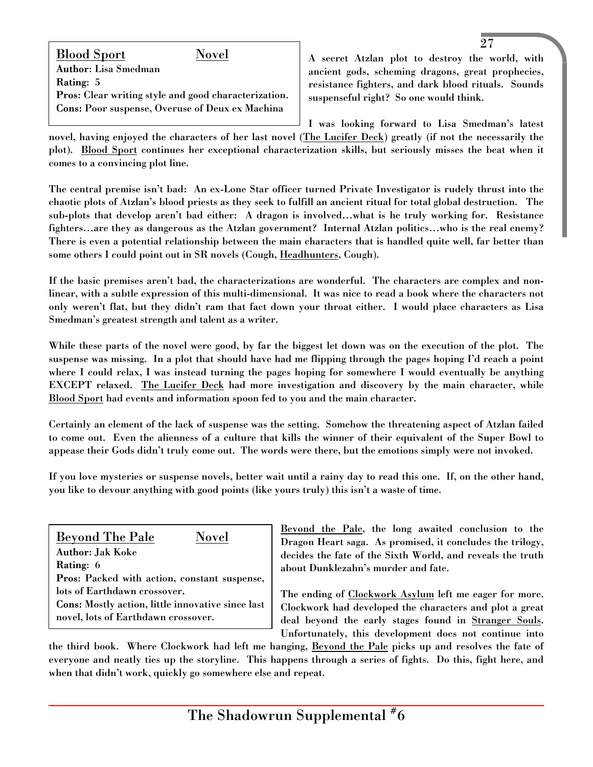**Blood Sport** **Novel**
**Author**: Lisa Smedman
**Rating**: 5
**Pros**: Clear writing style and good characterization.
**Cons**: Poor suspense, Overuse of Deux ex Machina

A secret Atzlan plot to destroy the world, with ancient gods, scheming dragons, great prophecies, resistance fighters, and dark blood rituals. Sounds suspenseful right? So one would think.

I was looking forward to Lisa Smedman's latest novel, having enjoyed the characters of her last novel (The Lucifer Deck) greatly (if not the necessarily the plot). Blood Sport continues her exceptional characterization skills, but seriously misses the beat when it comes to a convincing plot line.

The central premise isn't bad: An ex-Lone Star officer turned Private Investigator is rudely thrust into the chaotic plots of Atzlan's blood priests as they seek to fulfill an ancient ritual for total global destruction. The sub-plots that develop aren't bad either: A dragon is involved…what is he truly working for. Resistance fighters…are they as dangerous as the Atzlan government? Internal Atzlan politics…who is the real enemy? There is even a potential relationship between the main characters that is handled quite well, far better than some others I could point out in SR novels (Cough, Headhunters, Cough).

If the basic premises aren't bad, the characterizations are wonderful. The characters are complex and non-linear, with a subtle expression of this multi-dimensional. It was nice to read a book where the characters not only weren't flat, but they didn't ram that fact down your throat either. I would place characters as Lisa Smedman's greatest strength and talent as a writer.

While these parts of the novel were good, by far the biggest let down was on the execution of the plot. The suspense was missing. In a plot that should have had me flipping through the pages hoping I'd reach a point where I could relax, I was instead turning the pages hoping for somewhere I would eventually be anything EXCEPT relaxed. The Lucifer Deck had more investigation and discovery by the main character, while Blood Sport had events and information spoon fed to you and the main character.

Certainly an element of the lack of suspense was the setting. Somehow the threatening aspect of Atzlan failed to come out. Even the alienness of a culture that kills the winner of their equivalent of the Super Bowl to appease their Gods didn't truly come out. The words were there, but the emotions simply were not invoked.

If you love mysteries or suspense novels, better wait until a rainy day to read this one. If, on the other hand, you like to devour anything with good points (like yours truly) this isn't a waste of time.

**Beyond The Pale** **Novel**
**Author**: Jak Koke
**Rating**: 6
**Pros**: Packed with action, constant suspense, lots of Earthdawn crossover.
**Cons**: Mostly action, little innovative since last novel, lots of Earthdawn crossover.

Beyond the Pale, the long awaited conclusion to the Dragon Heart saga. As promised, it concludes the trilogy, decides the fate of the Sixth World, and reveals the truth about Dunklezahn's murder and fate.

The ending of Clockwork Asylum left me eager for more. Clockwork had developed the characters and plot a great deal beyond the early stages found in Stranger Souls. Unfortunately, this development does not continue into the third book. Where Clockwork had left me hanging, Beyond the Pale picks up and resolves the fate of everyone and neatly ties up the storyline. This happens through a series of fights. Do this, fight here, and when that didn't work, quickly go somewhere else and repeat.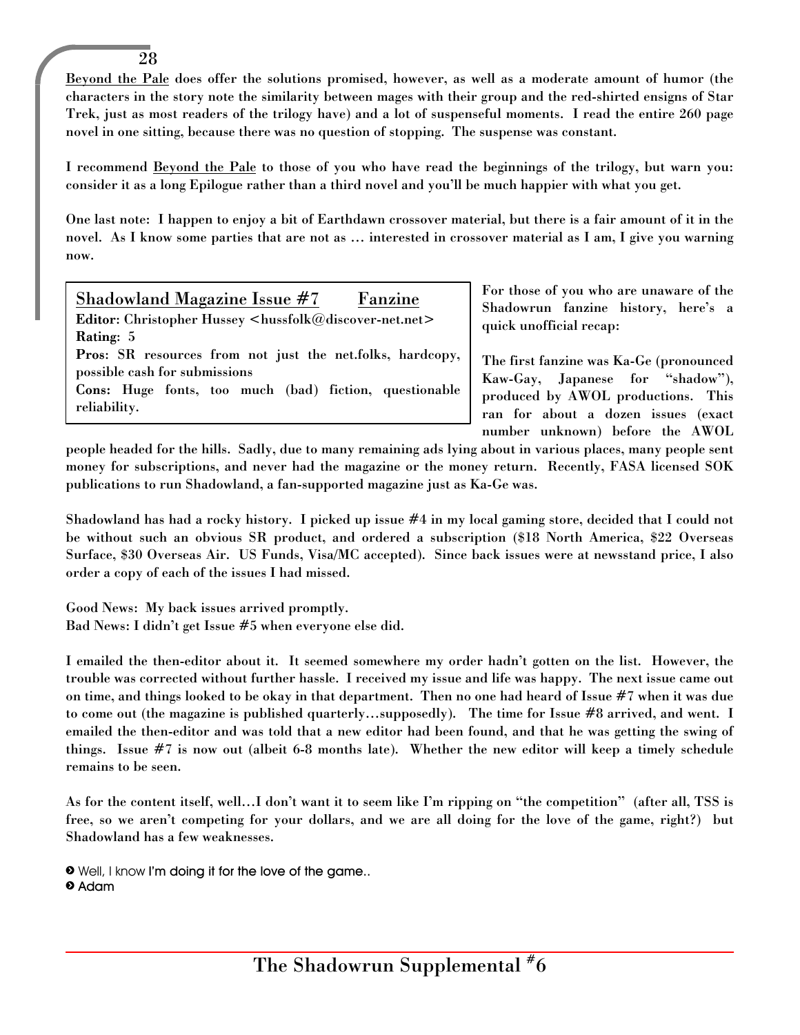Beyond the Pale does offer the solutions promised, however, as well as a moderate amount of humor (the characters in the story note the similarity between mages with their group and the red-shirted ensigns of Star Trek, just as most readers of the trilogy have) and a lot of suspenseful moments. I read the entire 260 page novel in one sitting, because there was no question of stopping. The suspense was constant.

I recommend Beyond the Pale to those of you who have read the beginnings of the trilogy, but warn you: consider it as a long Epilogue rather than a third novel and you'll be much happier with what you get.

One last note: I happen to enjoy a bit of Earthdawn crossover material, but there is a fair amount of it in the novel. As I know some parties that are not as … interested in crossover material as I am, I give you warning now.

**Shadowland Magazine Issue #7 — Fanzine**

**Editor:** Christopher Hussey <hussfolk@discover-net.net>
**Rating:** 5
**Pros:** SR resources from not just the net.folks, hardcopy, possible cash for submissions
**Cons:** Huge fonts, too much (bad) fiction, questionable reliability.

For those of you who are unaware of the Shadowrun fanzine history, here's a quick unofficial recap:

The first fanzine was Ka-Ge (pronounced Kaw-Gay, Japanese for "shadow"), produced by AWOL productions. This ran for about a dozen issues (exact number unknown) before the AWOL people headed for the hills. Sadly, due to many remaining ads lying about in various places, many people sent money for subscriptions, and never had the magazine or the money return. Recently, FASA licensed SOK publications to run Shadowland, a fan-supported magazine just as Ka-Ge was.

Shadowland has had a rocky history. I picked up issue #4 in my local gaming store, decided that I could not be without such an obvious SR product, and ordered a subscription ($18 North America, $22 Overseas Surface, $30 Overseas Air. US Funds, Visa/MC accepted). Since back issues were at newsstand price, I also order a copy of each of the issues I had missed.

Good News: My back issues arrived promptly.
Bad News: I didn't get Issue #5 when everyone else did.

I emailed the then-editor about it. It seemed somewhere my order hadn't gotten on the list. However, the trouble was corrected without further hassle. I received my issue and life was happy. The next issue came out on time, and things looked to be okay in that department. Then no one had heard of Issue #7 when it was due to come out (the magazine is published quarterly…supposedly). The time for Issue #8 arrived, and went. I emailed the then-editor and was told that a new editor had been found, and that he was getting the swing of things. Issue #7 is now out (albeit 6-8 months late). Whether the new editor will keep a timely schedule remains to be seen.

As for the content itself, well…I don't want it to seem like I'm ripping on "the competition" (after all, TSS is free, so we aren't competing for your dollars, and we are all doing for the love of the game, right?) but Shadowland has a few weaknesses.

> Well, I know I'm doing it for the love of the game..
> Adam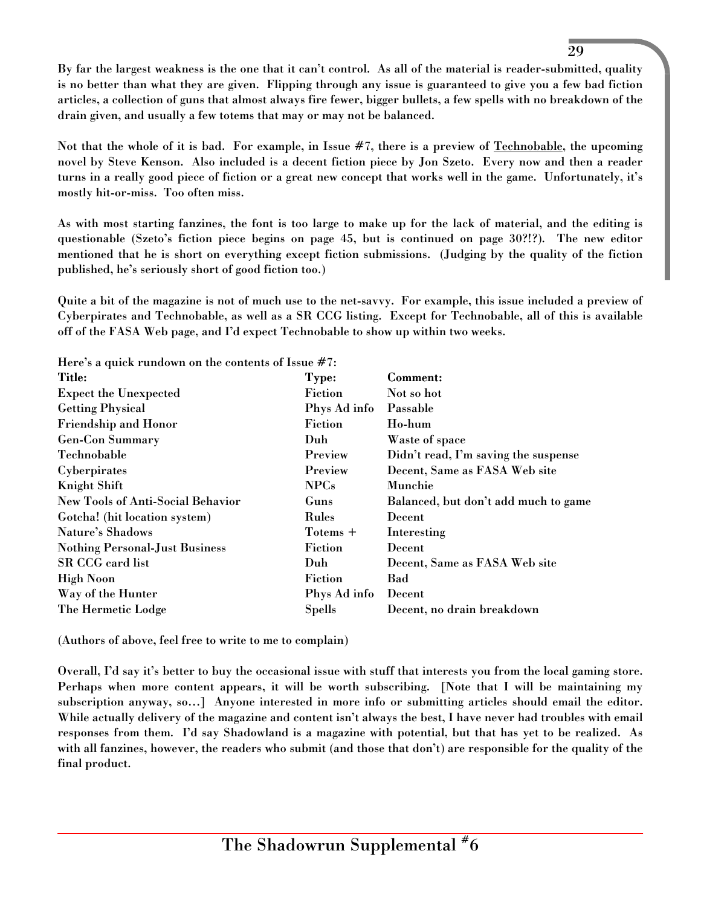By far the largest weakness is the one that it can't control. As all of the material is reader-submitted, quality is no better than what they are given. Flipping through any issue is guaranteed to give you a few bad fiction articles, a collection of guns that almost always fire fewer, bigger bullets, a few spells with no breakdown of the drain given, and usually a few totems that may or may not be balanced.

Not that the whole of it is bad. For example, in Issue #7, there is a preview of Technobable, the upcoming novel by Steve Kenson. Also included is a decent fiction piece by Jon Szeto. Every now and then a reader turns in a really good piece of fiction or a great new concept that works well in the game. Unfortunately, it's mostly hit-or-miss. Too often miss.

As with most starting fanzines, the font is too large to make up for the lack of material, and the editing is questionable (Szeto's fiction piece begins on page 45, but is continued on page 30?!?). The new editor mentioned that he is short on everything except fiction submissions. (Judging by the quality of the fiction published, he's seriously short of good fiction too.)

Quite a bit of the magazine is not of much use to the net-savvy. For example, this issue included a preview of Cyberpirates and Technobable, as well as a SR CCG listing. Except for Technobable, all of this is available off of the FASA Web page, and I'd expect Technobable to show up within two weeks.

Here's a quick rundown on the contents of Issue #7:

| Title: | Type: | Comment: |
|---|---|---|
| Expect the Unexpected | Fiction | Not so hot |
| Getting Physical | Phys Ad info | Passable |
| Friendship and Honor | Fiction | Ho-hum |
| Gen-Con Summary | Duh | Waste of space |
| Technobable | Preview | Didn't read, I'm saving the suspense |
| Cyberpirates | Preview | Decent, Same as FASA Web site |
| Knight Shift | NPCs | Munchie |
| New Tools of Anti-Social Behavior | Guns | Balanced, but don't add much to game |
| Gotcha! (hit location system) | Rules | Decent |
| Nature's Shadows | Totems + | Interesting |
| Nothing Personal-Just Business | Fiction | Decent |
| SR CCG card list | Duh | Decent, Same as FASA Web site |
| High Noon | Fiction | Bad |
| Way of the Hunter | Phys Ad info | Decent |
| The Hermetic Lodge | Spells | Decent, no drain breakdown |

(Authors of above, feel free to write to me to complain)

Overall, I'd say it's better to buy the occasional issue with stuff that interests you from the local gaming store. Perhaps when more content appears, it will be worth subscribing. [Note that I will be maintaining my subscription anyway, so…] Anyone interested in more info or submitting articles should email the editor. While actually delivery of the magazine and content isn't always the best, I have never had troubles with email responses from them. I'd say Shadowland is a magazine with potential, but that has yet to be realized. As with all fanzines, however, the readers who submit (and those that don't) are responsible for the quality of the final product.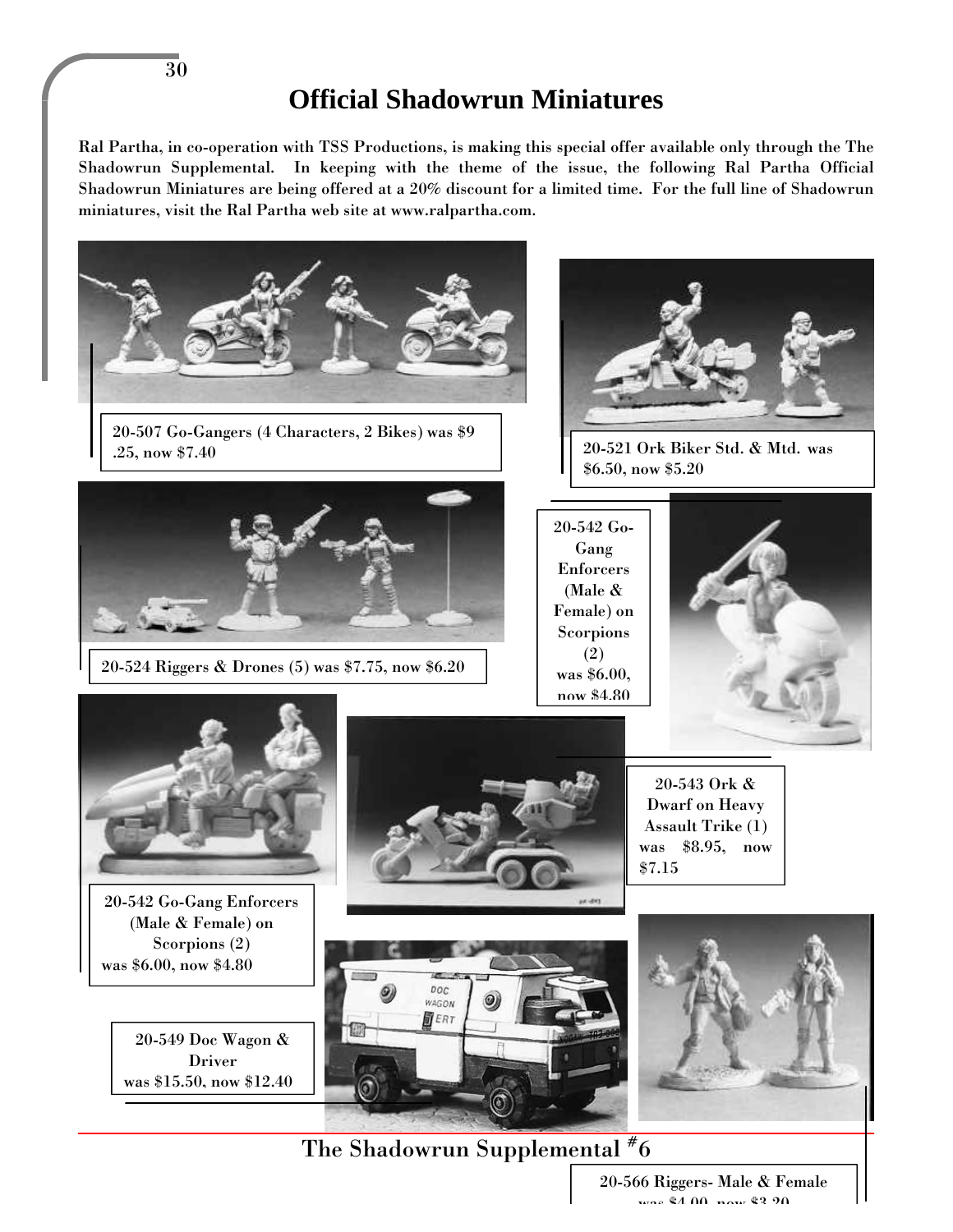# Official Shadowrun Miniatures

**Ral Partha, in co-operation with TSS Productions, is making this special offer available only through the The Shadowrun Supplemental. In keeping with the theme of the issue, the following Ral Partha Official Shadowrun Miniatures are being offered at a 20% discount for a limited time. For the full line of Shadowrun miniatures, visit the Ral Partha web site at www.ralpartha.com.**

20-507 Go-Gangers (4 Characters, 2 Bikes) was $9 .25, now $7.40

20-521 Ork Biker Std. & Mtd. was $6.50, now $5.20

20-524 Riggers & Drones (5) was $7.75, now $6.20

20-542 Go-Gang Enforcers (Male & Female) on Scorpions (2) was $6.00, now $4.80

20-543 Ork & Dwarf on Heavy Assault Trike (1) was $8.95, now $7.15

20-542 Go-Gang Enforcers (Male & Female) on Scorpions (2) was $6.00, now $4.80

20-549 Doc Wagon & Driver was $15.50, now $12.40

20-566 Riggers- Male & Female was $4.00, now $3.20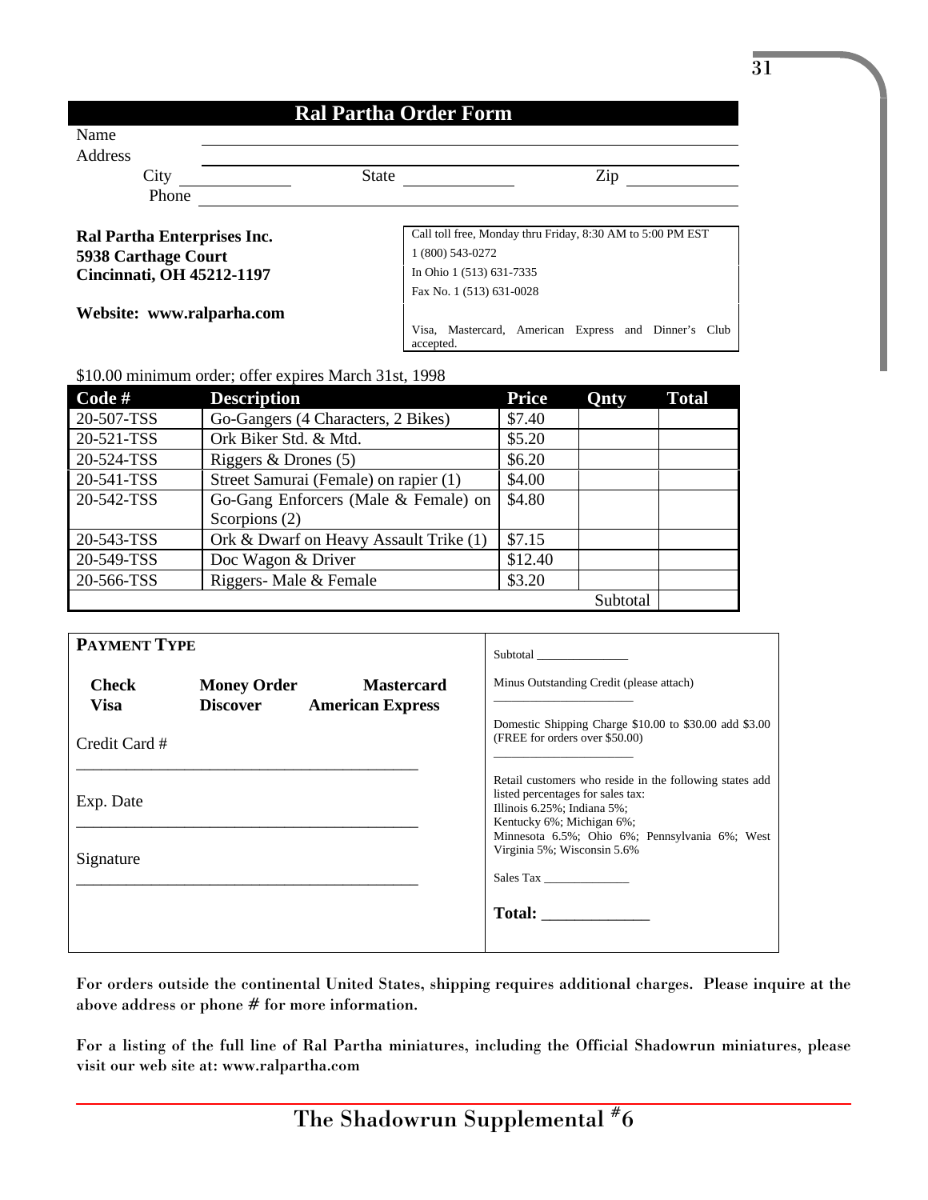## Ral Partha Order Form

Name

Address

City State Zip

Phone

**Ral Partha Enterprises Inc.**
**5938 Carthage Court**
**Cincinnati, OH 45212-1197**

**Website: www.ralparha.com**

Call toll free, Monday thru Friday, 8:30 AM to 5:00 PM EST
1 (800) 543-0272
In Ohio 1 (513) 631-7335
Fax No. 1 (513) 631-0028

Visa, Mastercard, American Express and Dinner's Club accepted.

$10.00 minimum order; offer expires March 31st, 1998

| Code # | Description | Price | Qnty | Total |
|---|---|---|---|---|
| 20-507-TSS | Go-Gangers (4 Characters, 2 Bikes) | $7.40 | | |
| 20-521-TSS | Ork Biker Std. & Mtd. | $5.20 | | |
| 20-524-TSS | Riggers & Drones (5) | $6.20 | | |
| 20-541-TSS | Street Samurai (Female) on rapier (1) | $4.00 | | |
| 20-542-TSS | Go-Gang Enforcers (Male & Female) on Scorpions (2) | $4.80 | | |
| 20-543-TSS | Ork & Dwarf on Heavy Assault Trike (1) | $7.15 | | |
| 20-549-TSS | Doc Wagon & Driver | $12.40 | | |
| 20-566-TSS | Riggers- Male & Female | $3.20 | | |
| | | | Subtotal | |

**PAYMENT TYPE**

**Check** **Money Order** **Mastercard**
**Visa** **Discover** **American Express**

Credit Card # ________________________________________

Exp. Date ________________________________________

Signature ________________________________________

Subtotal _______________

Minus Outstanding Credit (please attach)
_______________

Domestic Shipping Charge $10.00 to $30.00 add $3.00 (FREE for orders over $50.00)
_______________

Retail customers who reside in the following states add listed percentages for sales tax:
Illinois 6.25%; Indiana 5%;
Kentucky 6%; Michigan 6%;
Minnesota 6.5%; Ohio 6%; Pennsylvania 6%; West Virginia 5%; Wisconsin 5.6%

Sales Tax _______________

**Total:** _______________

For orders outside the continental United States, shipping requires additional charges. Please inquire at the above address or phone # for more information.

For a listing of the full line of Ral Partha miniatures, including the Official Shadowrun miniatures, please visit our web site at: www.ralpartha.com